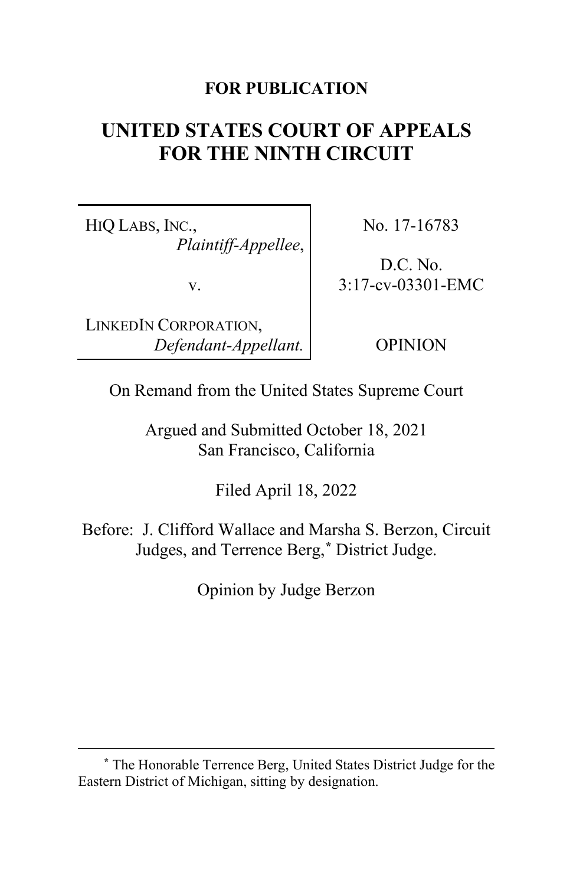**FOR PUBLICATION**

# UNITED STATES COURT OF APPEALS FOR THE NINTH CIRCUIT

| | |
|---|---|
| HIQ LABS, INC., *Plaintiff-Appellee*, v. LINKEDIN CORPORATION, *Defendant-Appellant.* | No. 17-16783 D.C. No. 3:17-cv-03301-EMC OPINION |

On Remand from the United States Supreme Court

Argued and Submitted October 18, 2021
San Francisco, California

Filed April 18, 2022

Before: J. Clifford Wallace and Marsha S. Berzon, Circuit Judges, and Terrence Berg,* District Judge.

Opinion by Judge Berzon

---

\* The Honorable Terrence Berg, United States District Judge for the Eastern District of Michigan, sitting by designation.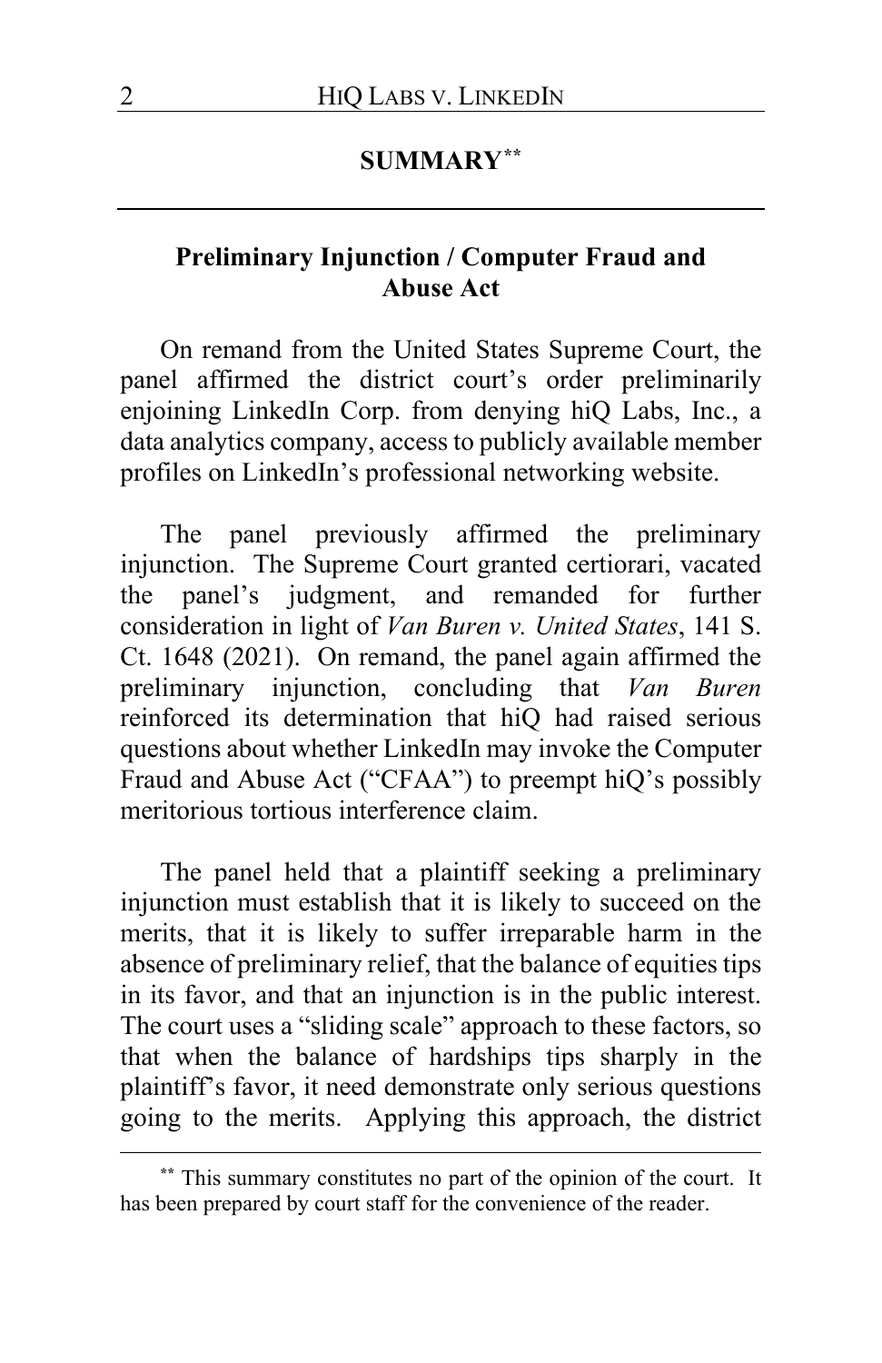## SUMMARY[**]

### Preliminary Injunction / Computer Fraud and Abuse Act

On remand from the United States Supreme Court, the panel affirmed the district court's order preliminarily enjoining LinkedIn Corp. from denying hiQ Labs, Inc., a data analytics company, access to publicly available member profiles on LinkedIn's professional networking website.

The panel previously affirmed the preliminary injunction. The Supreme Court granted certiorari, vacated the panel's judgment, and remanded for further consideration in light of *Van Buren v. United States*, 141 S. Ct. 1648 (2021). On remand, the panel again affirmed the preliminary injunction, concluding that *Van Buren* reinforced its determination that hiQ had raised serious questions about whether LinkedIn may invoke the Computer Fraud and Abuse Act ("CFAA") to preempt hiQ's possibly meritorious tortious interference claim.

The panel held that a plaintiff seeking a preliminary injunction must establish that it is likely to succeed on the merits, that it is likely to suffer irreparable harm in the absence of preliminary relief, that the balance of equities tips in its favor, and that an injunction is in the public interest. The court uses a "sliding scale" approach to these factors, so that when the balance of hardships tips sharply in the plaintiff's favor, it need demonstrate only serious questions going to the merits. Applying this approach, the district

[**] This summary constitutes no part of the opinion of the court. It has been prepared by court staff for the convenience of the reader.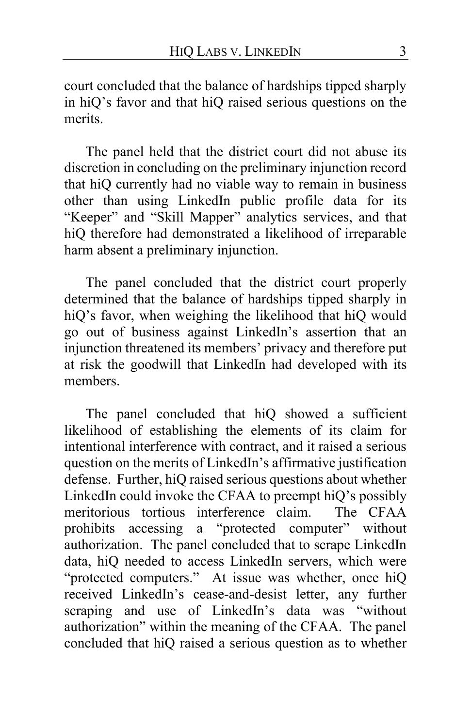court concluded that the balance of hardships tipped sharply in hiQ's favor and that hiQ raised serious questions on the merits.

The panel held that the district court did not abuse its discretion in concluding on the preliminary injunction record that hiQ currently had no viable way to remain in business other than using LinkedIn public profile data for its "Keeper" and "Skill Mapper" analytics services, and that hiQ therefore had demonstrated a likelihood of irreparable harm absent a preliminary injunction.

The panel concluded that the district court properly determined that the balance of hardships tipped sharply in hiQ's favor, when weighing the likelihood that hiQ would go out of business against LinkedIn's assertion that an injunction threatened its members' privacy and therefore put at risk the goodwill that LinkedIn had developed with its members.

The panel concluded that hiQ showed a sufficient likelihood of establishing the elements of its claim for intentional interference with contract, and it raised a serious question on the merits of LinkedIn's affirmative justification defense. Further, hiQ raised serious questions about whether LinkedIn could invoke the CFAA to preempt hiQ's possibly meritorious tortious interference claim. The CFAA prohibits accessing a "protected computer" without authorization. The panel concluded that to scrape LinkedIn data, hiQ needed to access LinkedIn servers, which were "protected computers." At issue was whether, once hiQ received LinkedIn's cease-and-desist letter, any further scraping and use of LinkedIn's data was "without authorization" within the meaning of the CFAA. The panel concluded that hiQ raised a serious question as to whether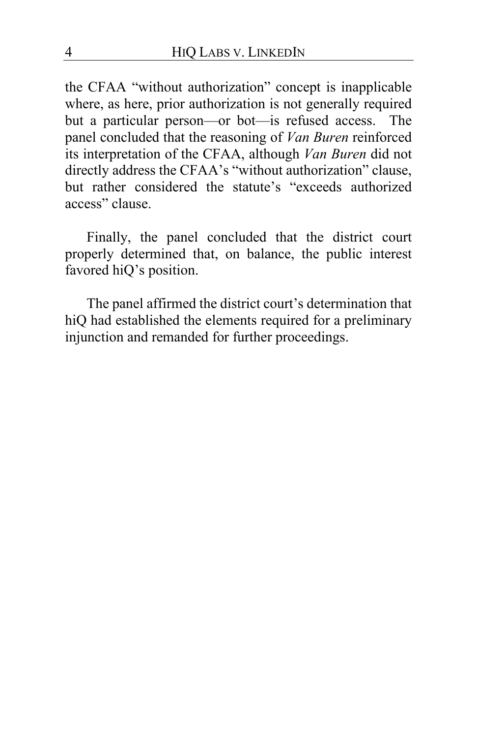the CFAA "without authorization" concept is inapplicable where, as here, prior authorization is not generally required but a particular person—or bot—is refused access. The panel concluded that the reasoning of *Van Buren* reinforced its interpretation of the CFAA, although *Van Buren* did not directly address the CFAA's "without authorization" clause, but rather considered the statute's "exceeds authorized access" clause.

Finally, the panel concluded that the district court properly determined that, on balance, the public interest favored hiQ's position.

The panel affirmed the district court's determination that hiQ had established the elements required for a preliminary injunction and remanded for further proceedings.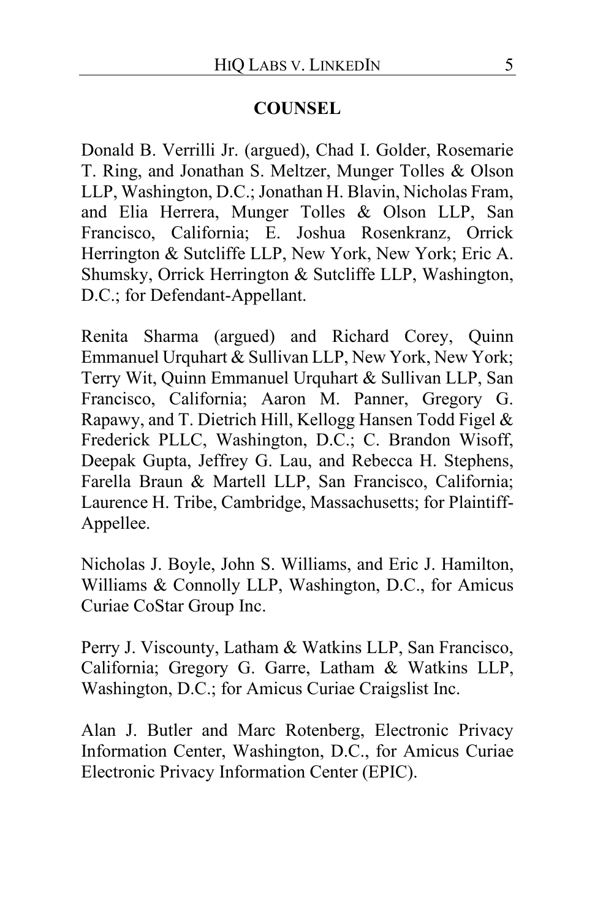**COUNSEL**

Donald B. Verrilli Jr. (argued), Chad I. Golder, Rosemarie T. Ring, and Jonathan S. Meltzer, Munger Tolles & Olson LLP, Washington, D.C.; Jonathan H. Blavin, Nicholas Fram, and Elia Herrera, Munger Tolles & Olson LLP, San Francisco, California; E. Joshua Rosenkranz, Orrick Herrington & Sutcliffe LLP, New York, New York; Eric A. Shumsky, Orrick Herrington & Sutcliffe LLP, Washington, D.C.; for Defendant-Appellant.

Renita Sharma (argued) and Richard Corey, Quinn Emmanuel Urquhart & Sullivan LLP, New York, New York; Terry Wit, Quinn Emmanuel Urquhart & Sullivan LLP, San Francisco, California; Aaron M. Panner, Gregory G. Rapawy, and T. Dietrich Hill, Kellogg Hansen Todd Figel & Frederick PLLC, Washington, D.C.; C. Brandon Wisoff, Deepak Gupta, Jeffrey G. Lau, and Rebecca H. Stephens, Farella Braun & Martell LLP, San Francisco, California; Laurence H. Tribe, Cambridge, Massachusetts; for Plaintiff-Appellee.

Nicholas J. Boyle, John S. Williams, and Eric J. Hamilton, Williams & Connolly LLP, Washington, D.C., for Amicus Curiae CoStar Group Inc.

Perry J. Viscounty, Latham & Watkins LLP, San Francisco, California; Gregory G. Garre, Latham & Watkins LLP, Washington, D.C.; for Amicus Curiae Craigslist Inc.

Alan J. Butler and Marc Rotenberg, Electronic Privacy Information Center, Washington, D.C., for Amicus Curiae Electronic Privacy Information Center (EPIC).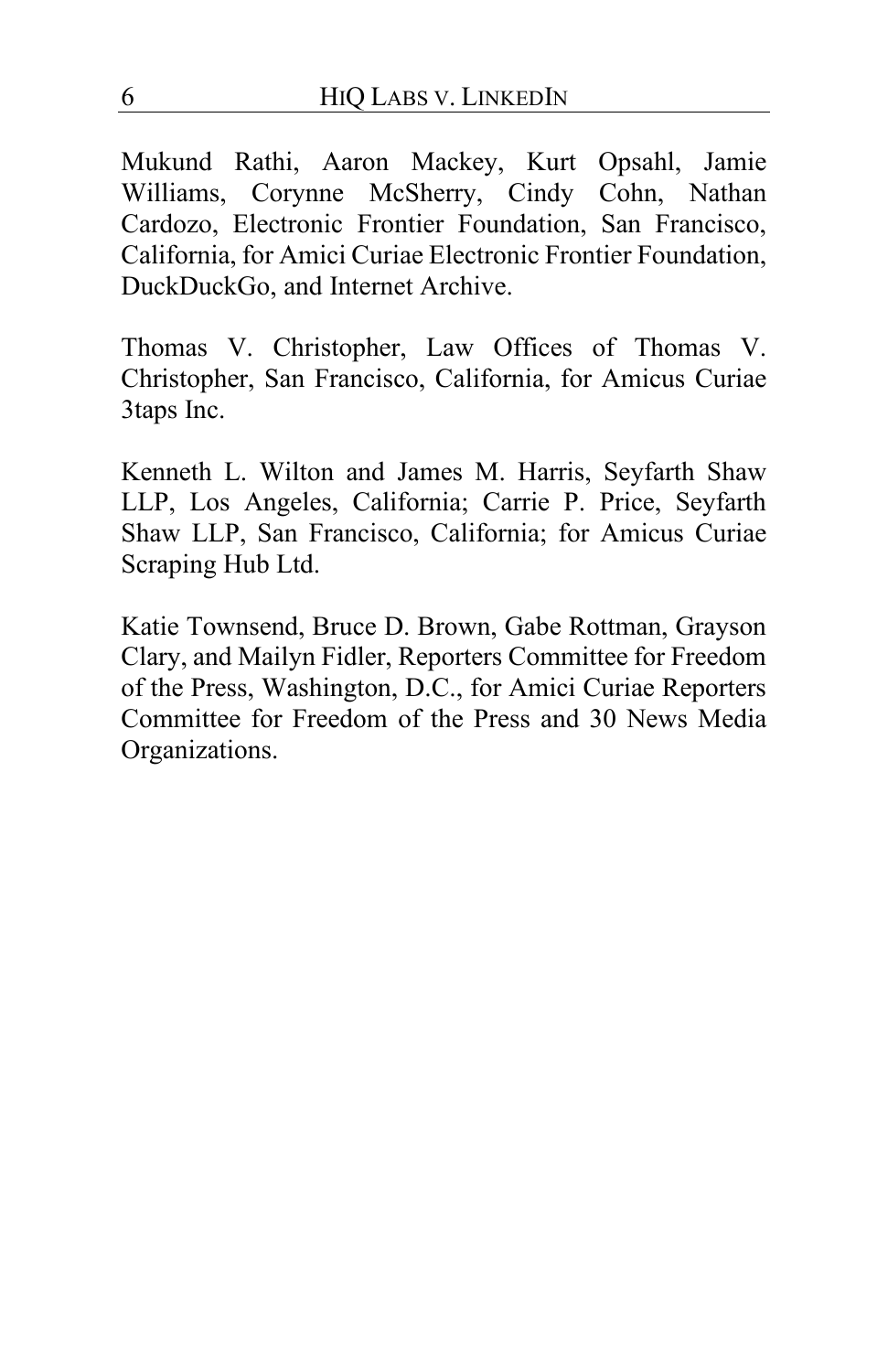Mukund Rathi, Aaron Mackey, Kurt Opsahl, Jamie Williams, Corynne McSherry, Cindy Cohn, Nathan Cardozo, Electronic Frontier Foundation, San Francisco, California, for Amici Curiae Electronic Frontier Foundation, DuckDuckGo, and Internet Archive.

Thomas V. Christopher, Law Offices of Thomas V. Christopher, San Francisco, California, for Amicus Curiae 3taps Inc.

Kenneth L. Wilton and James M. Harris, Seyfarth Shaw LLP, Los Angeles, California; Carrie P. Price, Seyfarth Shaw LLP, San Francisco, California; for Amicus Curiae Scraping Hub Ltd.

Katie Townsend, Bruce D. Brown, Gabe Rottman, Grayson Clary, and Mailyn Fidler, Reporters Committee for Freedom of the Press, Washington, D.C., for Amici Curiae Reporters Committee for Freedom of the Press and 30 News Media Organizations.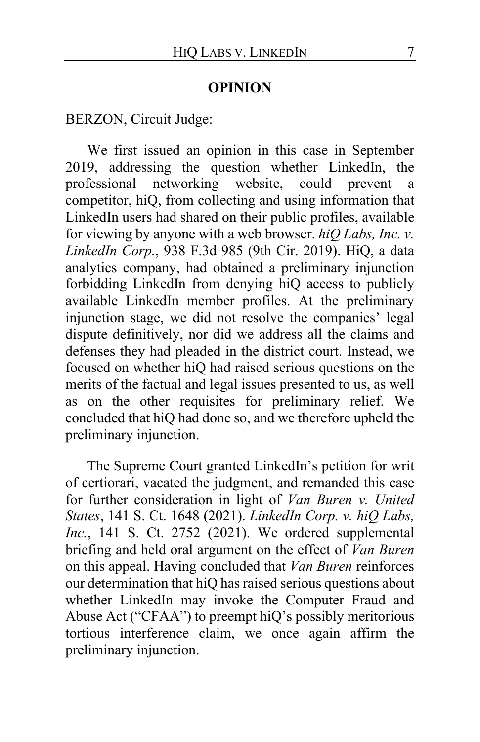**OPINION**

BERZON, Circuit Judge:

We first issued an opinion in this case in September 2019, addressing the question whether LinkedIn, the professional networking website, could prevent a competitor, hiQ, from collecting and using information that LinkedIn users had shared on their public profiles, available for viewing by anyone with a web browser. *hiQ Labs, Inc. v. LinkedIn Corp.*, 938 F.3d 985 (9th Cir. 2019). HiQ, a data analytics company, had obtained a preliminary injunction forbidding LinkedIn from denying hiQ access to publicly available LinkedIn member profiles. At the preliminary injunction stage, we did not resolve the companies' legal dispute definitively, nor did we address all the claims and defenses they had pleaded in the district court. Instead, we focused on whether hiQ had raised serious questions on the merits of the factual and legal issues presented to us, as well as on the other requisites for preliminary relief. We concluded that hiQ had done so, and we therefore upheld the preliminary injunction.

The Supreme Court granted LinkedIn's petition for writ of certiorari, vacated the judgment, and remanded this case for further consideration in light of *Van Buren v. United States*, 141 S. Ct. 1648 (2021). *LinkedIn Corp. v. hiQ Labs, Inc.*, 141 S. Ct. 2752 (2021). We ordered supplemental briefing and held oral argument on the effect of *Van Buren* on this appeal. Having concluded that *Van Buren* reinforces our determination that hiQ has raised serious questions about whether LinkedIn may invoke the Computer Fraud and Abuse Act ("CFAA") to preempt hiQ's possibly meritorious tortious interference claim, we once again affirm the preliminary injunction.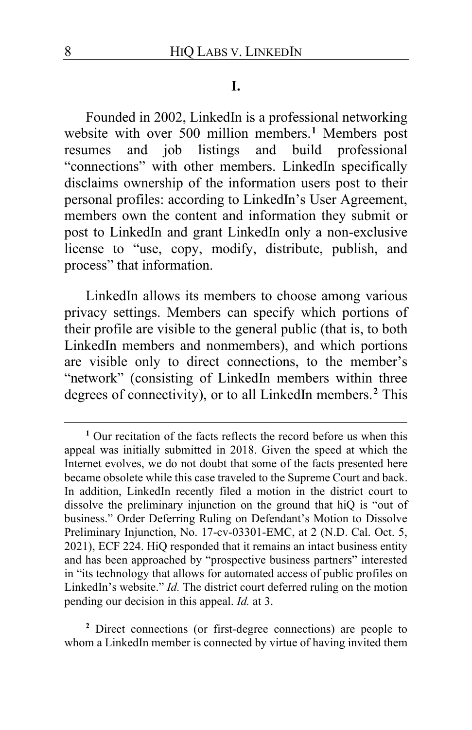## I.

Founded in 2002, LinkedIn is a professional networking website with over 500 million members.[1] Members post resumes and job listings and build professional "connections" with other members. LinkedIn specifically disclaims ownership of the information users post to their personal profiles: according to LinkedIn's User Agreement, members own the content and information they submit or post to LinkedIn and grant LinkedIn only a non-exclusive license to "use, copy, modify, distribute, publish, and process" that information.

LinkedIn allows its members to choose among various privacy settings. Members can specify which portions of their profile are visible to the general public (that is, to both LinkedIn members and nonmembers), and which portions are visible only to direct connections, to the member's "network" (consisting of LinkedIn members within three degrees of connectivity), or to all LinkedIn members.[2] This

---

[1] Our recitation of the facts reflects the record before us when this appeal was initially submitted in 2018. Given the speed at which the Internet evolves, we do not doubt that some of the facts presented here became obsolete while this case traveled to the Supreme Court and back. In addition, LinkedIn recently filed a motion in the district court to dissolve the preliminary injunction on the ground that hiQ is "out of business." Order Deferring Ruling on Defendant's Motion to Dissolve Preliminary Injunction, No. 17-cv-03301-EMC, at 2 (N.D. Cal. Oct. 5, 2021), ECF 224. HiQ responded that it remains an intact business entity and has been approached by "prospective business partners" interested in "its technology that allows for automated access of public profiles on LinkedIn's website." *Id.* The district court deferred ruling on the motion pending our decision in this appeal. *Id.* at 3.

[2] Direct connections (or first-degree connections) are people to whom a LinkedIn member is connected by virtue of having invited them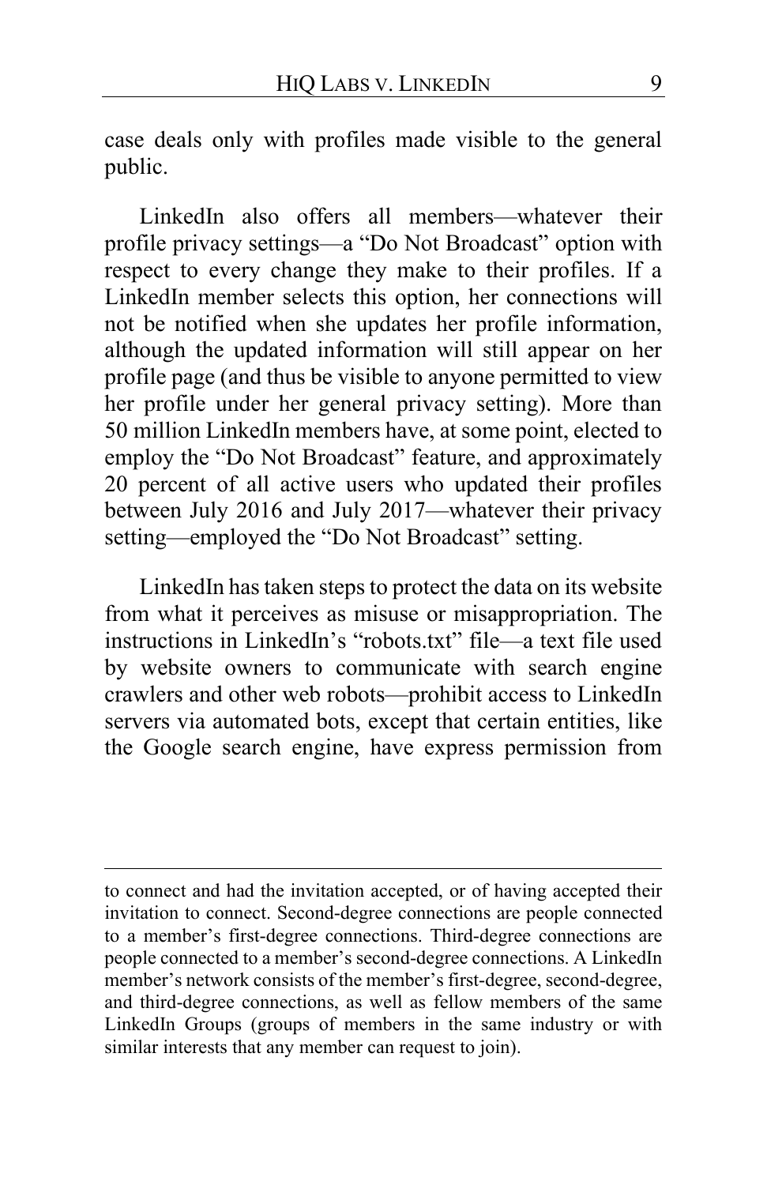case deals only with profiles made visible to the general public.

LinkedIn also offers all members—whatever their profile privacy settings—a "Do Not Broadcast" option with respect to every change they make to their profiles. If a LinkedIn member selects this option, her connections will not be notified when she updates her profile information, although the updated information will still appear on her profile page (and thus be visible to anyone permitted to view her profile under her general privacy setting). More than 50 million LinkedIn members have, at some point, elected to employ the "Do Not Broadcast" feature, and approximately 20 percent of all active users who updated their profiles between July 2016 and July 2017—whatever their privacy setting—employed the "Do Not Broadcast" setting.

LinkedIn has taken steps to protect the data on its website from what it perceives as misuse or misappropriation. The instructions in LinkedIn's "robots.txt" file—a text file used by website owners to communicate with search engine crawlers and other web robots—prohibit access to LinkedIn servers via automated bots, except that certain entities, like the Google search engine, have express permission from

---

to connect and had the invitation accepted, or of having accepted their invitation to connect. Second-degree connections are people connected to a member's first-degree connections. Third-degree connections are people connected to a member's second-degree connections. A LinkedIn member's network consists of the member's first-degree, second-degree, and third-degree connections, as well as fellow members of the same LinkedIn Groups (groups of members in the same industry or with similar interests that any member can request to join).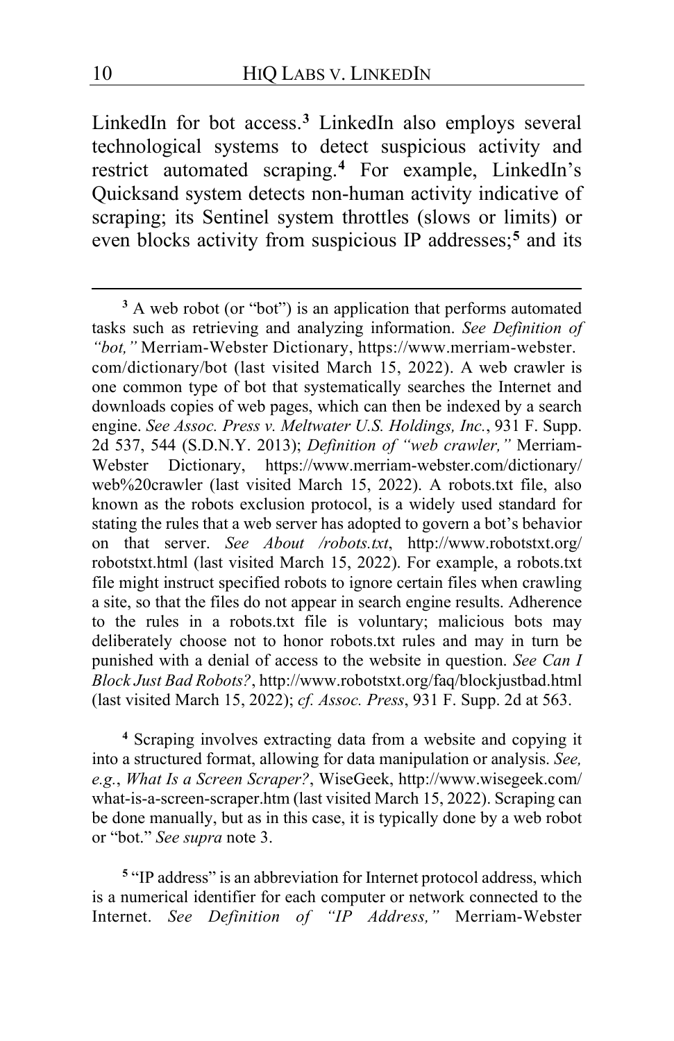LinkedIn for bot access.[3] LinkedIn also employs several technological systems to detect suspicious activity and restrict automated scraping.[4] For example, LinkedIn's Quicksand system detects non-human activity indicative of scraping; its Sentinel system throttles (slows or limits) or even blocks activity from suspicious IP addresses;[5] and its

---

[3] A web robot (or "bot") is an application that performs automated tasks such as retrieving and analyzing information. *See Definition of "bot,"* Merriam-Webster Dictionary, https://www.merriam-webster.com/dictionary/bot (last visited March 15, 2022). A web crawler is one common type of bot that systematically searches the Internet and downloads copies of web pages, which can then be indexed by a search engine. *See Assoc. Press v. Meltwater U.S. Holdings, Inc.*, 931 F. Supp. 2d 537, 544 (S.D.N.Y. 2013); *Definition of "web crawler,"* Merriam-Webster Dictionary, https://www.merriam-webster.com/dictionary/web%20crawler (last visited March 15, 2022). A robots.txt file, also known as the robots exclusion protocol, is a widely used standard for stating the rules that a web server has adopted to govern a bot's behavior on that server. *See About /robots.txt*, http://www.robotstxt.org/robotstxt.html (last visited March 15, 2022). For example, a robots.txt file might instruct specified robots to ignore certain files when crawling a site, so that the files do not appear in search engine results. Adherence to the rules in a robots.txt file is voluntary; malicious bots may deliberately choose not to honor robots.txt rules and may in turn be punished with a denial of access to the website in question. *See Can I Block Just Bad Robots?*, http://www.robotstxt.org/faq/blockjustbad.html (last visited March 15, 2022); *cf. Assoc. Press*, 931 F. Supp. 2d at 563.

[4] Scraping involves extracting data from a website and copying it into a structured format, allowing for data manipulation or analysis. *See, e.g.*, *What Is a Screen Scraper?*, WiseGeek, http://www.wisegeek.com/what-is-a-screen-scraper.htm (last visited March 15, 2022). Scraping can be done manually, but as in this case, it is typically done by a web robot or "bot." *See supra* note 3.

[5] "IP address" is an abbreviation for Internet protocol address, which is a numerical identifier for each computer or network connected to the Internet. *See Definition of "IP Address,"* Merriam-Webster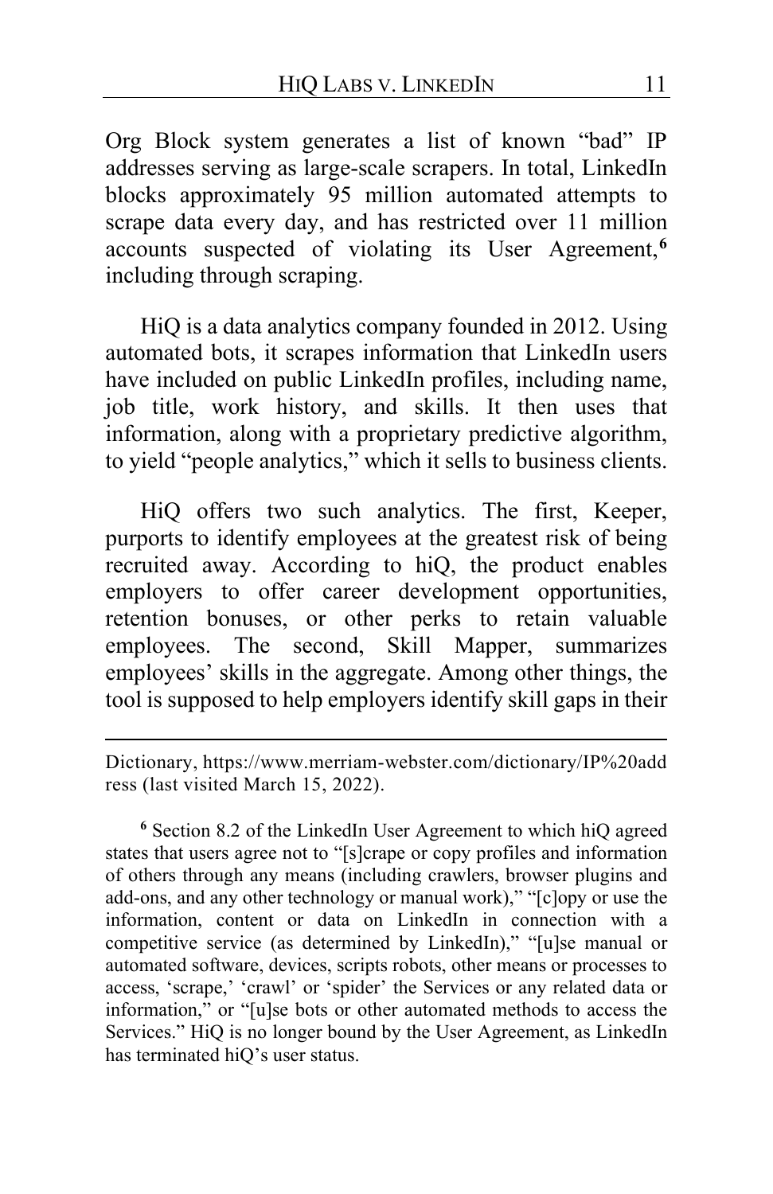Org Block system generates a list of known "bad" IP addresses serving as large-scale scrapers. In total, LinkedIn blocks approximately 95 million automated attempts to scrape data every day, and has restricted over 11 million accounts suspected of violating its User Agreement,[6] including through scraping.

HiQ is a data analytics company founded in 2012. Using automated bots, it scrapes information that LinkedIn users have included on public LinkedIn profiles, including name, job title, work history, and skills. It then uses that information, along with a proprietary predictive algorithm, to yield "people analytics," which it sells to business clients.

HiQ offers two such analytics. The first, Keeper, purports to identify employees at the greatest risk of being recruited away. According to hiQ, the product enables employers to offer career development opportunities, retention bonuses, or other perks to retain valuable employees. The second, Skill Mapper, summarizes employees' skills in the aggregate. Among other things, the tool is supposed to help employers identify skill gaps in their

---

Dictionary, https://www.merriam-webster.com/dictionary/IP%20address (last visited March 15, 2022).

[6] Section 8.2 of the LinkedIn User Agreement to which hiQ agreed states that users agree not to "[s]crape or copy profiles and information of others through any means (including crawlers, browser plugins and add-ons, and any other technology or manual work)," "[c]opy or use the information, content or data on LinkedIn in connection with a competitive service (as determined by LinkedIn)," "[u]se manual or automated software, devices, scripts robots, other means or processes to access, 'scrape,' 'crawl' or 'spider' the Services or any related data or information," or "[u]se bots or other automated methods to access the Services." HiQ is no longer bound by the User Agreement, as LinkedIn has terminated hiQ's user status.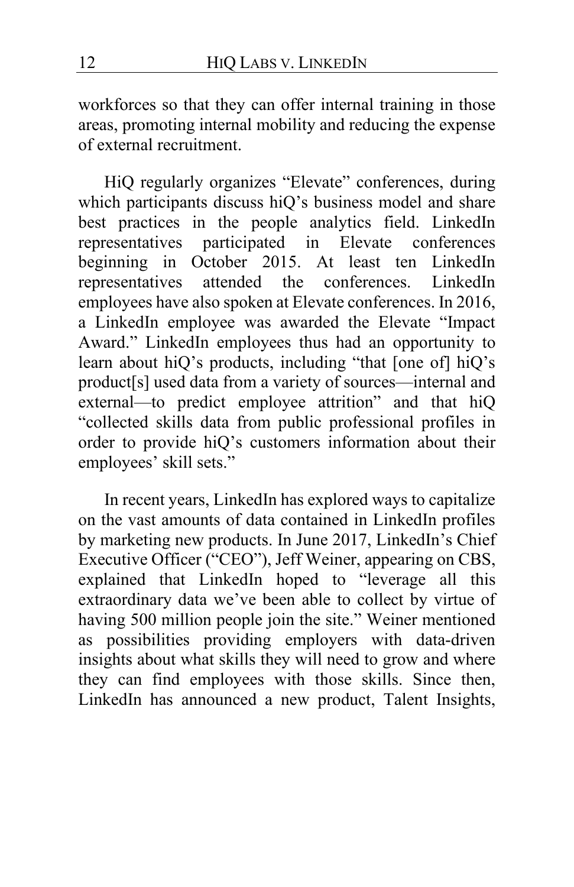workforces so that they can offer internal training in those areas, promoting internal mobility and reducing the expense of external recruitment.

HiQ regularly organizes "Elevate" conferences, during which participants discuss hiQ's business model and share best practices in the people analytics field. LinkedIn representatives participated in Elevate conferences beginning in October 2015. At least ten LinkedIn representatives attended the conferences. LinkedIn employees have also spoken at Elevate conferences. In 2016, a LinkedIn employee was awarded the Elevate "Impact Award." LinkedIn employees thus had an opportunity to learn about hiQ's products, including "that [one of] hiQ's product[s] used data from a variety of sources—internal and external—to predict employee attrition" and that hiQ "collected skills data from public professional profiles in order to provide hiQ's customers information about their employees' skill sets."

In recent years, LinkedIn has explored ways to capitalize on the vast amounts of data contained in LinkedIn profiles by marketing new products. In June 2017, LinkedIn's Chief Executive Officer ("CEO"), Jeff Weiner, appearing on CBS, explained that LinkedIn hoped to "leverage all this extraordinary data we've been able to collect by virtue of having 500 million people join the site." Weiner mentioned as possibilities providing employers with data-driven insights about what skills they will need to grow and where they can find employees with those skills. Since then, LinkedIn has announced a new product, Talent Insights,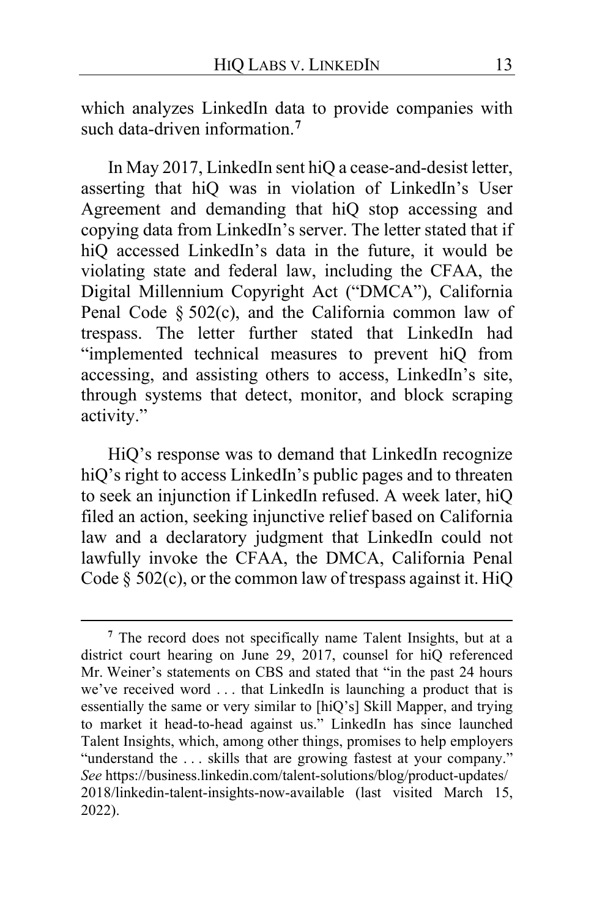which analyzes LinkedIn data to provide companies with such data-driven information.[7]

In May 2017, LinkedIn sent hiQ a cease-and-desist letter, asserting that hiQ was in violation of LinkedIn's User Agreement and demanding that hiQ stop accessing and copying data from LinkedIn's server. The letter stated that if hiQ accessed LinkedIn's data in the future, it would be violating state and federal law, including the CFAA, the Digital Millennium Copyright Act ("DMCA"), California Penal Code § 502(c), and the California common law of trespass. The letter further stated that LinkedIn had "implemented technical measures to prevent hiQ from accessing, and assisting others to access, LinkedIn's site, through systems that detect, monitor, and block scraping activity."

HiQ's response was to demand that LinkedIn recognize hiQ's right to access LinkedIn's public pages and to threaten to seek an injunction if LinkedIn refused. A week later, hiQ filed an action, seeking injunctive relief based on California law and a declaratory judgment that LinkedIn could not lawfully invoke the CFAA, the DMCA, California Penal Code § 502(c), or the common law of trespass against it. HiQ

---

[7] The record does not specifically name Talent Insights, but at a district court hearing on June 29, 2017, counsel for hiQ referenced Mr. Weiner's statements on CBS and stated that "in the past 24 hours we've received word . . . that LinkedIn is launching a product that is essentially the same or very similar to [hiQ's] Skill Mapper, and trying to market it head-to-head against us." LinkedIn has since launched Talent Insights, which, among other things, promises to help employers "understand the . . . skills that are growing fastest at your company." *See* https://business.linkedin.com/talent-solutions/blog/product-updates/2018/linkedin-talent-insights-now-available (last visited March 15, 2022).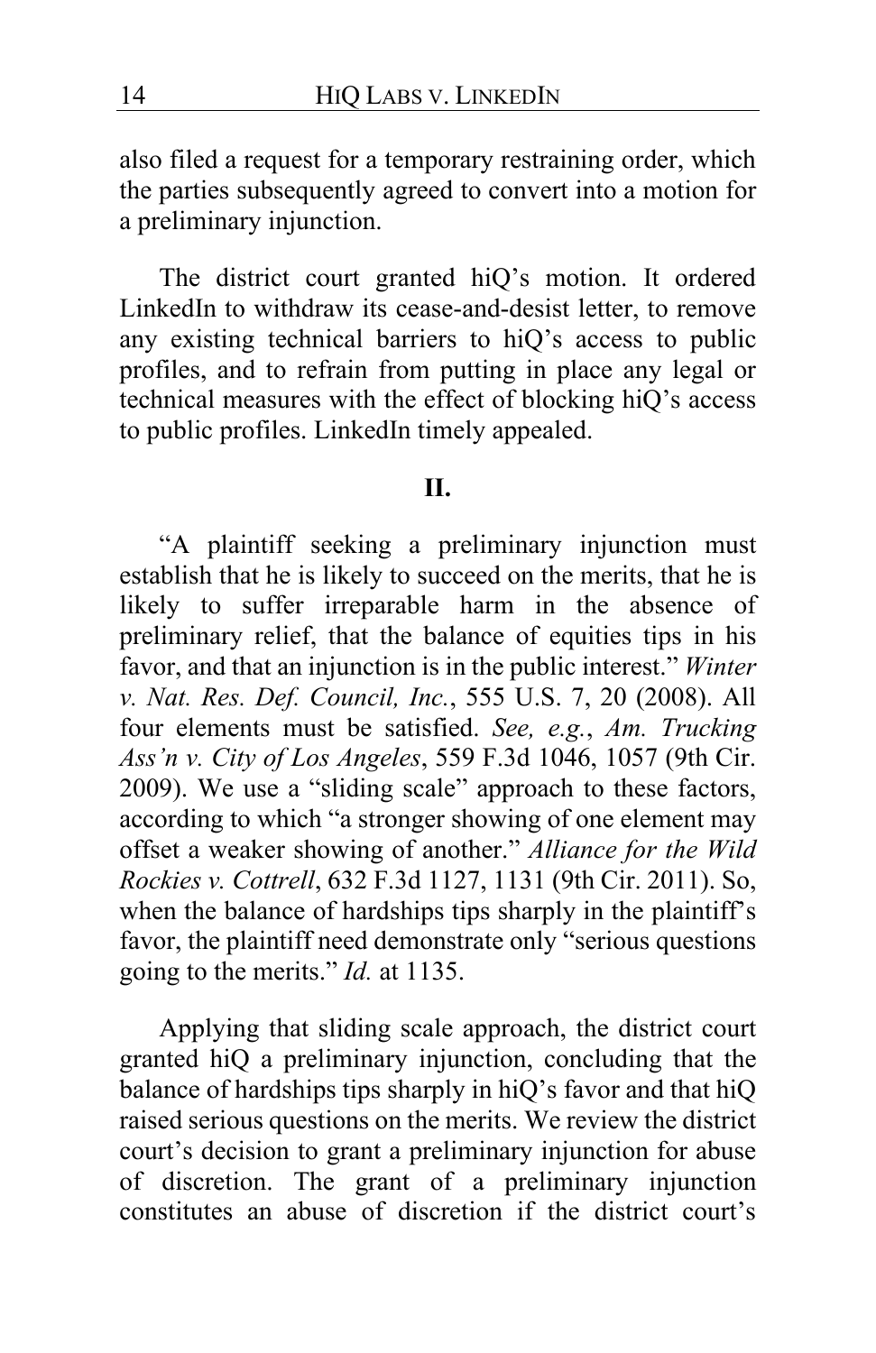also filed a request for a temporary restraining order, which the parties subsequently agreed to convert into a motion for a preliminary injunction.

The district court granted hiQ's motion. It ordered LinkedIn to withdraw its cease-and-desist letter, to remove any existing technical barriers to hiQ's access to public profiles, and to refrain from putting in place any legal or technical measures with the effect of blocking hiQ's access to public profiles. LinkedIn timely appealed.

## II.

"A plaintiff seeking a preliminary injunction must establish that he is likely to succeed on the merits, that he is likely to suffer irreparable harm in the absence of preliminary relief, that the balance of equities tips in his favor, and that an injunction is in the public interest." *Winter v. Nat. Res. Def. Council, Inc.*, 555 U.S. 7, 20 (2008). All four elements must be satisfied. *See, e.g.*, *Am. Trucking Ass'n v. City of Los Angeles*, 559 F.3d 1046, 1057 (9th Cir. 2009). We use a "sliding scale" approach to these factors, according to which "a stronger showing of one element may offset a weaker showing of another." *Alliance for the Wild Rockies v. Cottrell*, 632 F.3d 1127, 1131 (9th Cir. 2011). So, when the balance of hardships tips sharply in the plaintiff's favor, the plaintiff need demonstrate only "serious questions going to the merits." *Id.* at 1135.

Applying that sliding scale approach, the district court granted hiQ a preliminary injunction, concluding that the balance of hardships tips sharply in hiQ's favor and that hiQ raised serious questions on the merits. We review the district court's decision to grant a preliminary injunction for abuse of discretion. The grant of a preliminary injunction constitutes an abuse of discretion if the district court's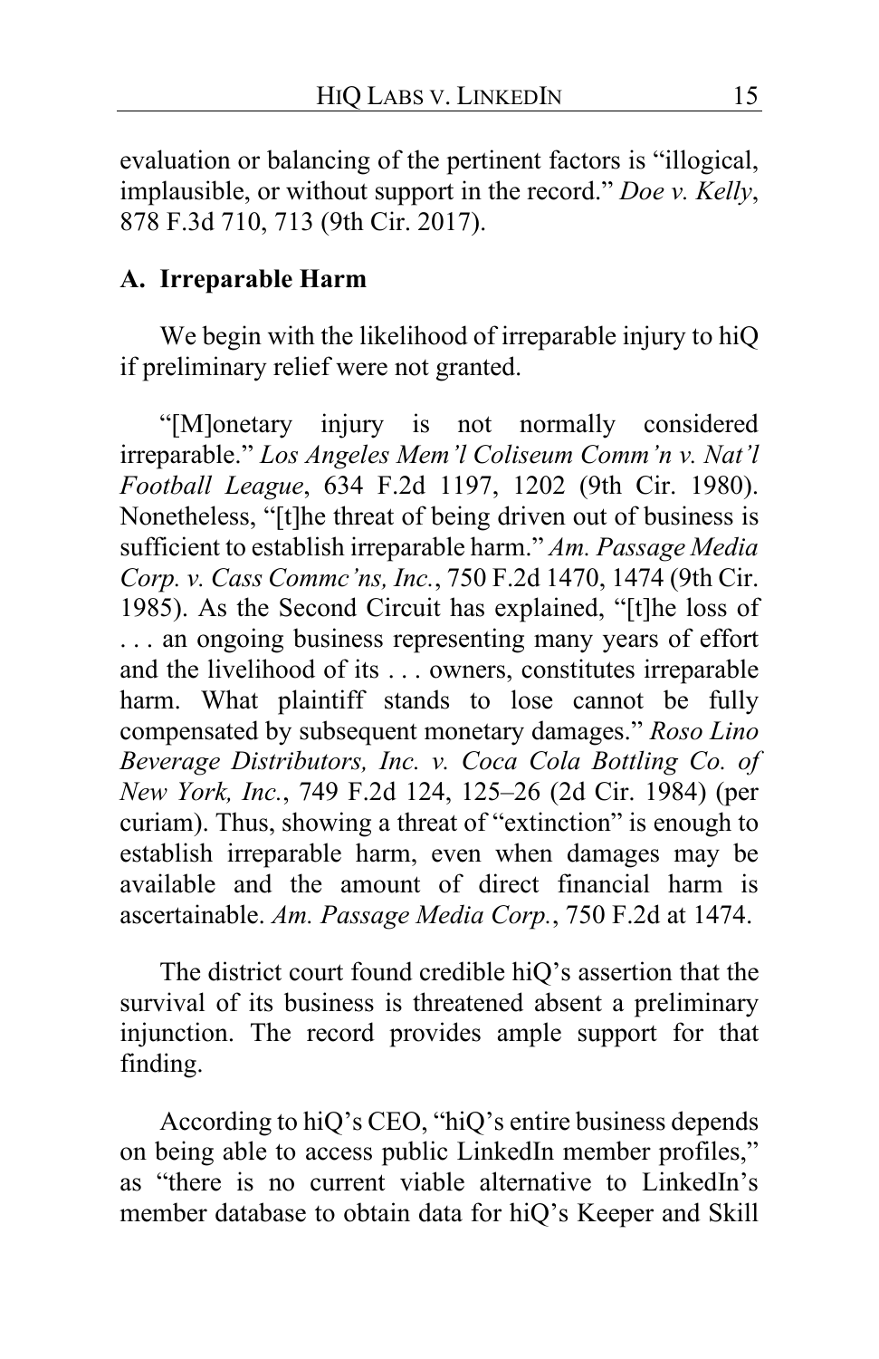evaluation or balancing of the pertinent factors is "illogical, implausible, or without support in the record." *Doe v. Kelly*, 878 F.3d 710, 713 (9th Cir. 2017).

### A. Irreparable Harm

We begin with the likelihood of irreparable injury to hiQ if preliminary relief were not granted.

"[M]onetary injury is not normally considered irreparable." *Los Angeles Mem'l Coliseum Comm'n v. Nat'l Football League*, 634 F.2d 1197, 1202 (9th Cir. 1980). Nonetheless, "[t]he threat of being driven out of business is sufficient to establish irreparable harm." *Am. Passage Media Corp. v. Cass Commc'ns, Inc.*, 750 F.2d 1470, 1474 (9th Cir. 1985). As the Second Circuit has explained, "[t]he loss of . . . an ongoing business representing many years of effort and the livelihood of its . . . owners, constitutes irreparable harm. What plaintiff stands to lose cannot be fully compensated by subsequent monetary damages." *Roso Lino Beverage Distributors, Inc. v. Coca Cola Bottling Co. of New York, Inc.*, 749 F.2d 124, 125–26 (2d Cir. 1984) (per curiam). Thus, showing a threat of "extinction" is enough to establish irreparable harm, even when damages may be available and the amount of direct financial harm is ascertainable. *Am. Passage Media Corp.*, 750 F.2d at 1474.

The district court found credible hiQ's assertion that the survival of its business is threatened absent a preliminary injunction. The record provides ample support for that finding.

According to hiQ's CEO, "hiQ's entire business depends on being able to access public LinkedIn member profiles," as "there is no current viable alternative to LinkedIn's member database to obtain data for hiQ's Keeper and Skill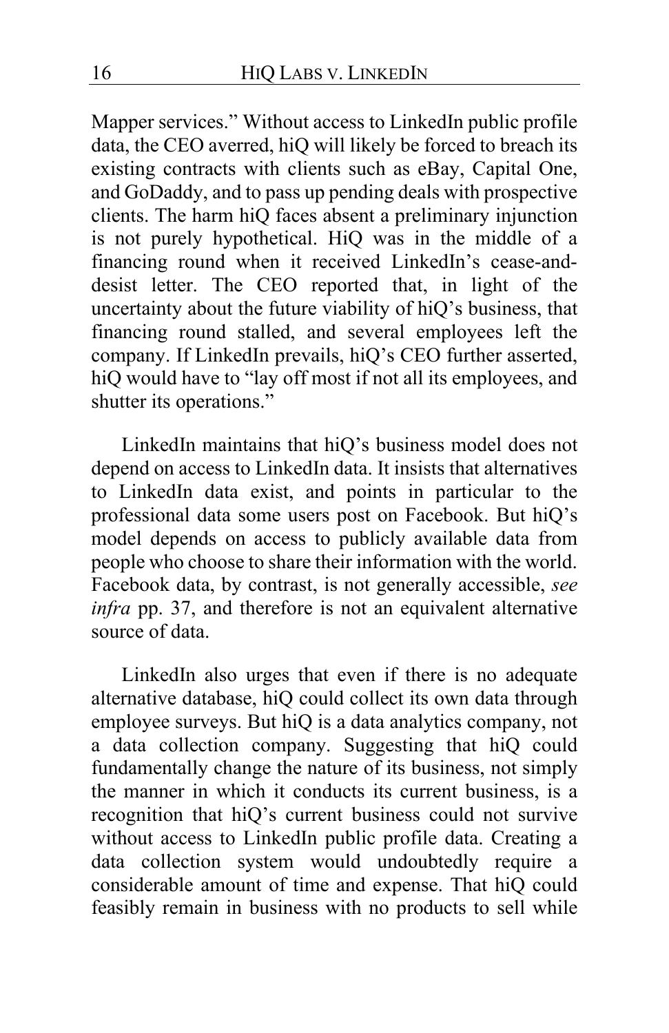Mapper services." Without access to LinkedIn public profile data, the CEO averred, hiQ will likely be forced to breach its existing contracts with clients such as eBay, Capital One, and GoDaddy, and to pass up pending deals with prospective clients. The harm hiQ faces absent a preliminary injunction is not purely hypothetical. HiQ was in the middle of a financing round when it received LinkedIn's cease-and-desist letter. The CEO reported that, in light of the uncertainty about the future viability of hiQ's business, that financing round stalled, and several employees left the company. If LinkedIn prevails, hiQ's CEO further asserted, hiQ would have to "lay off most if not all its employees, and shutter its operations."

LinkedIn maintains that hiQ's business model does not depend on access to LinkedIn data. It insists that alternatives to LinkedIn data exist, and points in particular to the professional data some users post on Facebook. But hiQ's model depends on access to publicly available data from people who choose to share their information with the world. Facebook data, by contrast, is not generally accessible, *see infra* pp. 37, and therefore is not an equivalent alternative source of data.

LinkedIn also urges that even if there is no adequate alternative database, hiQ could collect its own data through employee surveys. But hiQ is a data analytics company, not a data collection company. Suggesting that hiQ could fundamentally change the nature of its business, not simply the manner in which it conducts its current business, is a recognition that hiQ's current business could not survive without access to LinkedIn public profile data. Creating a data collection system would undoubtedly require a considerable amount of time and expense. That hiQ could feasibly remain in business with no products to sell while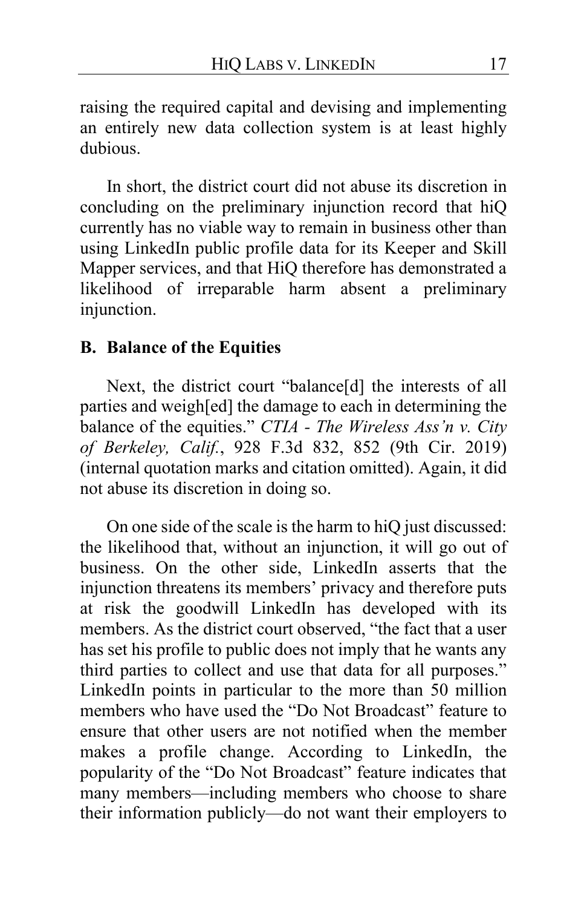raising the required capital and devising and implementing an entirely new data collection system is at least highly dubious.

In short, the district court did not abuse its discretion in concluding on the preliminary injunction record that hiQ currently has no viable way to remain in business other than using LinkedIn public profile data for its Keeper and Skill Mapper services, and that HiQ therefore has demonstrated a likelihood of irreparable harm absent a preliminary injunction.

### B. Balance of the Equities

Next, the district court "balance[d] the interests of all parties and weigh[ed] the damage to each in determining the balance of the equities." *CTIA - The Wireless Ass'n v. City of Berkeley, Calif.*, 928 F.3d 832, 852 (9th Cir. 2019) (internal quotation marks and citation omitted). Again, it did not abuse its discretion in doing so.

On one side of the scale is the harm to hiQ just discussed: the likelihood that, without an injunction, it will go out of business. On the other side, LinkedIn asserts that the injunction threatens its members' privacy and therefore puts at risk the goodwill LinkedIn has developed with its members. As the district court observed, "the fact that a user has set his profile to public does not imply that he wants any third parties to collect and use that data for all purposes." LinkedIn points in particular to the more than 50 million members who have used the "Do Not Broadcast" feature to ensure that other users are not notified when the member makes a profile change. According to LinkedIn, the popularity of the "Do Not Broadcast" feature indicates that many members—including members who choose to share their information publicly—do not want their employers to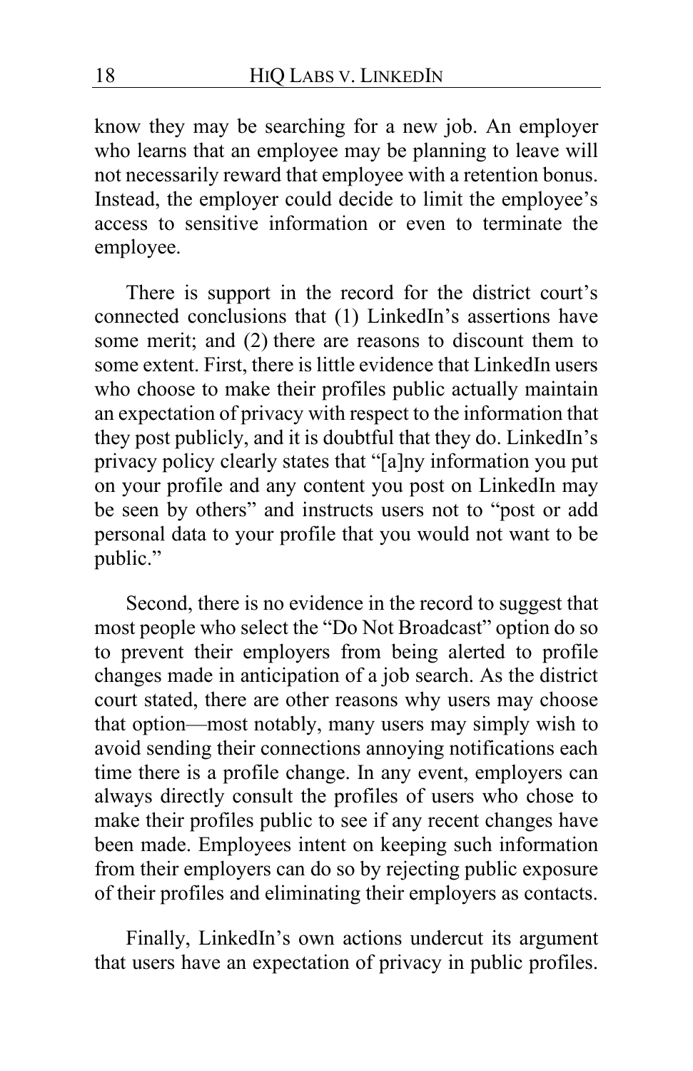know they may be searching for a new job. An employer who learns that an employee may be planning to leave will not necessarily reward that employee with a retention bonus. Instead, the employer could decide to limit the employee's access to sensitive information or even to terminate the employee.

There is support in the record for the district court's connected conclusions that (1) LinkedIn's assertions have some merit; and (2) there are reasons to discount them to some extent. First, there is little evidence that LinkedIn users who choose to make their profiles public actually maintain an expectation of privacy with respect to the information that they post publicly, and it is doubtful that they do. LinkedIn's privacy policy clearly states that "[a]ny information you put on your profile and any content you post on LinkedIn may be seen by others" and instructs users not to "post or add personal data to your profile that you would not want to be public."

Second, there is no evidence in the record to suggest that most people who select the "Do Not Broadcast" option do so to prevent their employers from being alerted to profile changes made in anticipation of a job search. As the district court stated, there are other reasons why users may choose that option—most notably, many users may simply wish to avoid sending their connections annoying notifications each time there is a profile change. In any event, employers can always directly consult the profiles of users who chose to make their profiles public to see if any recent changes have been made. Employees intent on keeping such information from their employers can do so by rejecting public exposure of their profiles and eliminating their employers as contacts.

Finally, LinkedIn's own actions undercut its argument that users have an expectation of privacy in public profiles.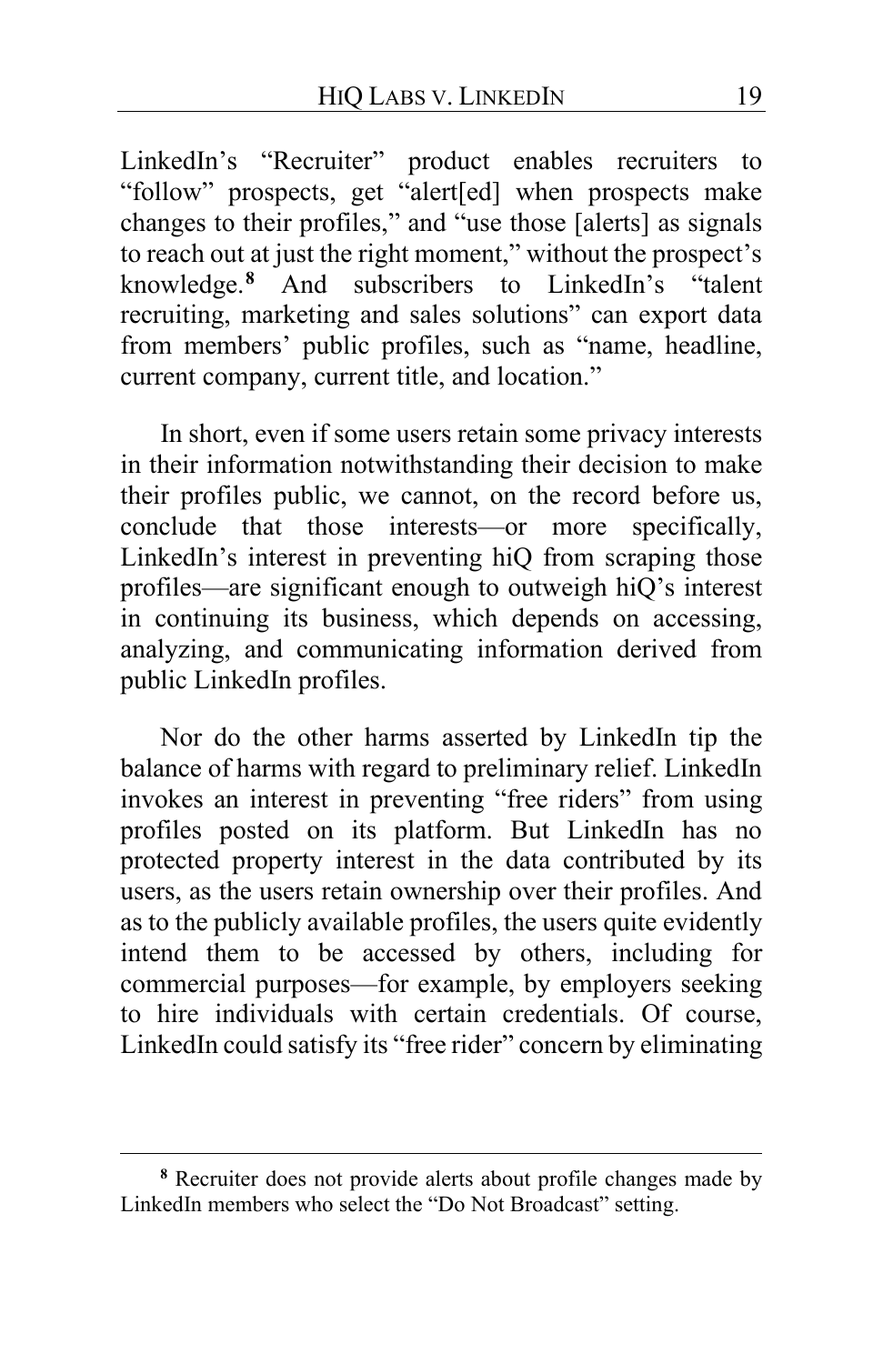LinkedIn's "Recruiter" product enables recruiters to "follow" prospects, get "alert[ed] when prospects make changes to their profiles," and "use those [alerts] as signals to reach out at just the right moment," without the prospect's knowledge.[8] And subscribers to LinkedIn's "talent recruiting, marketing and sales solutions" can export data from members' public profiles, such as "name, headline, current company, current title, and location."

In short, even if some users retain some privacy interests in their information notwithstanding their decision to make their profiles public, we cannot, on the record before us, conclude that those interests—or more specifically, LinkedIn's interest in preventing hiQ from scraping those profiles—are significant enough to outweigh hiQ's interest in continuing its business, which depends on accessing, analyzing, and communicating information derived from public LinkedIn profiles.

Nor do the other harms asserted by LinkedIn tip the balance of harms with regard to preliminary relief. LinkedIn invokes an interest in preventing "free riders" from using profiles posted on its platform. But LinkedIn has no protected property interest in the data contributed by its users, as the users retain ownership over their profiles. And as to the publicly available profiles, the users quite evidently intend them to be accessed by others, including for commercial purposes—for example, by employers seeking to hire individuals with certain credentials. Of course, LinkedIn could satisfy its "free rider" concern by eliminating

---

[8] Recruiter does not provide alerts about profile changes made by LinkedIn members who select the "Do Not Broadcast" setting.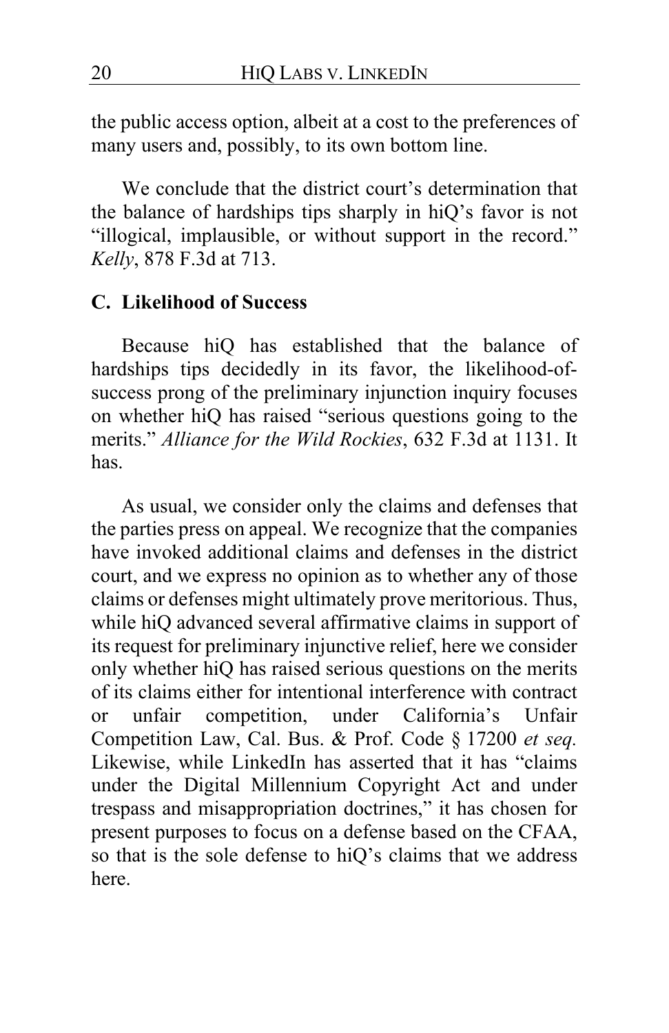the public access option, albeit at a cost to the preferences of many users and, possibly, to its own bottom line.

We conclude that the district court's determination that the balance of hardships tips sharply in hiQ's favor is not "illogical, implausible, or without support in the record." *Kelly*, 878 F.3d at 713.

### C. Likelihood of Success

Because hiQ has established that the balance of hardships tips decidedly in its favor, the likelihood-of-success prong of the preliminary injunction inquiry focuses on whether hiQ has raised "serious questions going to the merits." *Alliance for the Wild Rockies*, 632 F.3d at 1131. It has.

As usual, we consider only the claims and defenses that the parties press on appeal. We recognize that the companies have invoked additional claims and defenses in the district court, and we express no opinion as to whether any of those claims or defenses might ultimately prove meritorious. Thus, while hiQ advanced several affirmative claims in support of its request for preliminary injunctive relief, here we consider only whether hiQ has raised serious questions on the merits of its claims either for intentional interference with contract or unfair competition, under California's Unfair Competition Law, Cal. Bus. & Prof. Code § 17200 *et seq.* Likewise, while LinkedIn has asserted that it has "claims under the Digital Millennium Copyright Act and under trespass and misappropriation doctrines," it has chosen for present purposes to focus on a defense based on the CFAA, so that is the sole defense to hiQ's claims that we address here.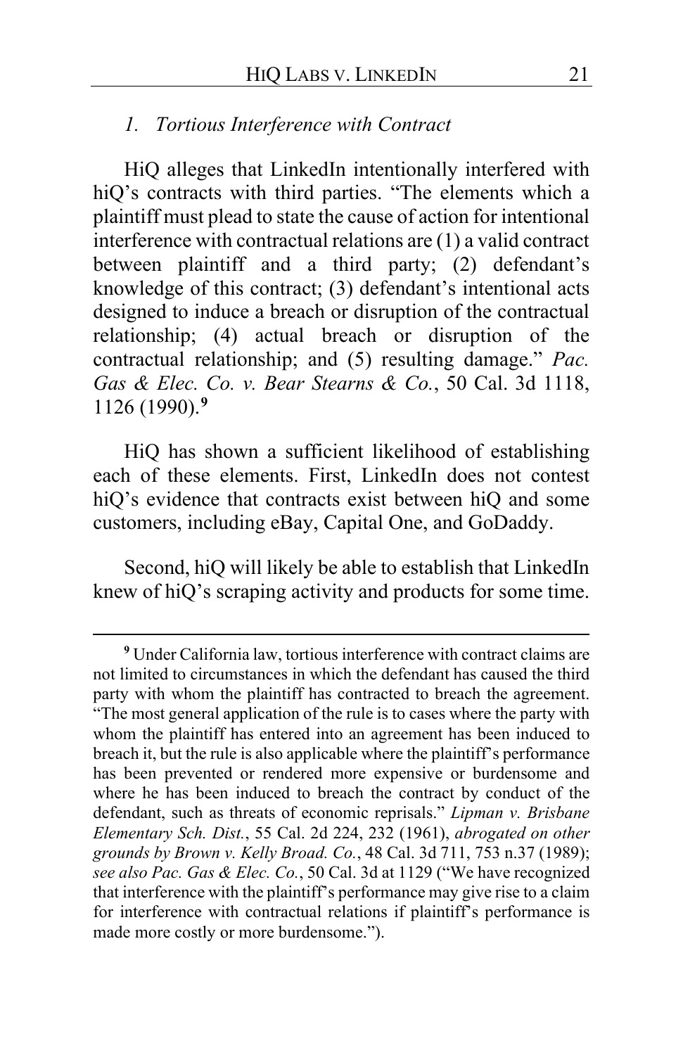### *1. Tortious Interference with Contract*

HiQ alleges that LinkedIn intentionally interfered with hiQ's contracts with third parties. "The elements which a plaintiff must plead to state the cause of action for intentional interference with contractual relations are (1) a valid contract between plaintiff and a third party; (2) defendant's knowledge of this contract; (3) defendant's intentional acts designed to induce a breach or disruption of the contractual relationship; (4) actual breach or disruption of the contractual relationship; and (5) resulting damage." *Pac. Gas & Elec. Co. v. Bear Stearns & Co.*, 50 Cal. 3d 1118, 1126 (1990).[9]

HiQ has shown a sufficient likelihood of establishing each of these elements. First, LinkedIn does not contest hiQ's evidence that contracts exist between hiQ and some customers, including eBay, Capital One, and GoDaddy.

Second, hiQ will likely be able to establish that LinkedIn knew of hiQ's scraping activity and products for some time.

---

[9] Under California law, tortious interference with contract claims are not limited to circumstances in which the defendant has caused the third party with whom the plaintiff has contracted to breach the agreement. "The most general application of the rule is to cases where the party with whom the plaintiff has entered into an agreement has been induced to breach it, but the rule is also applicable where the plaintiff's performance has been prevented or rendered more expensive or burdensome and where he has been induced to breach the contract by conduct of the defendant, such as threats of economic reprisals." *Lipman v. Brisbane Elementary Sch. Dist.*, 55 Cal. 2d 224, 232 (1961), *abrogated on other grounds by Brown v. Kelly Broad. Co.*, 48 Cal. 3d 711, 753 n.37 (1989); *see also Pac. Gas & Elec. Co.*, 50 Cal. 3d at 1129 ("We have recognized that interference with the plaintiff's performance may give rise to a claim for interference with contractual relations if plaintiff's performance is made more costly or more burdensome.").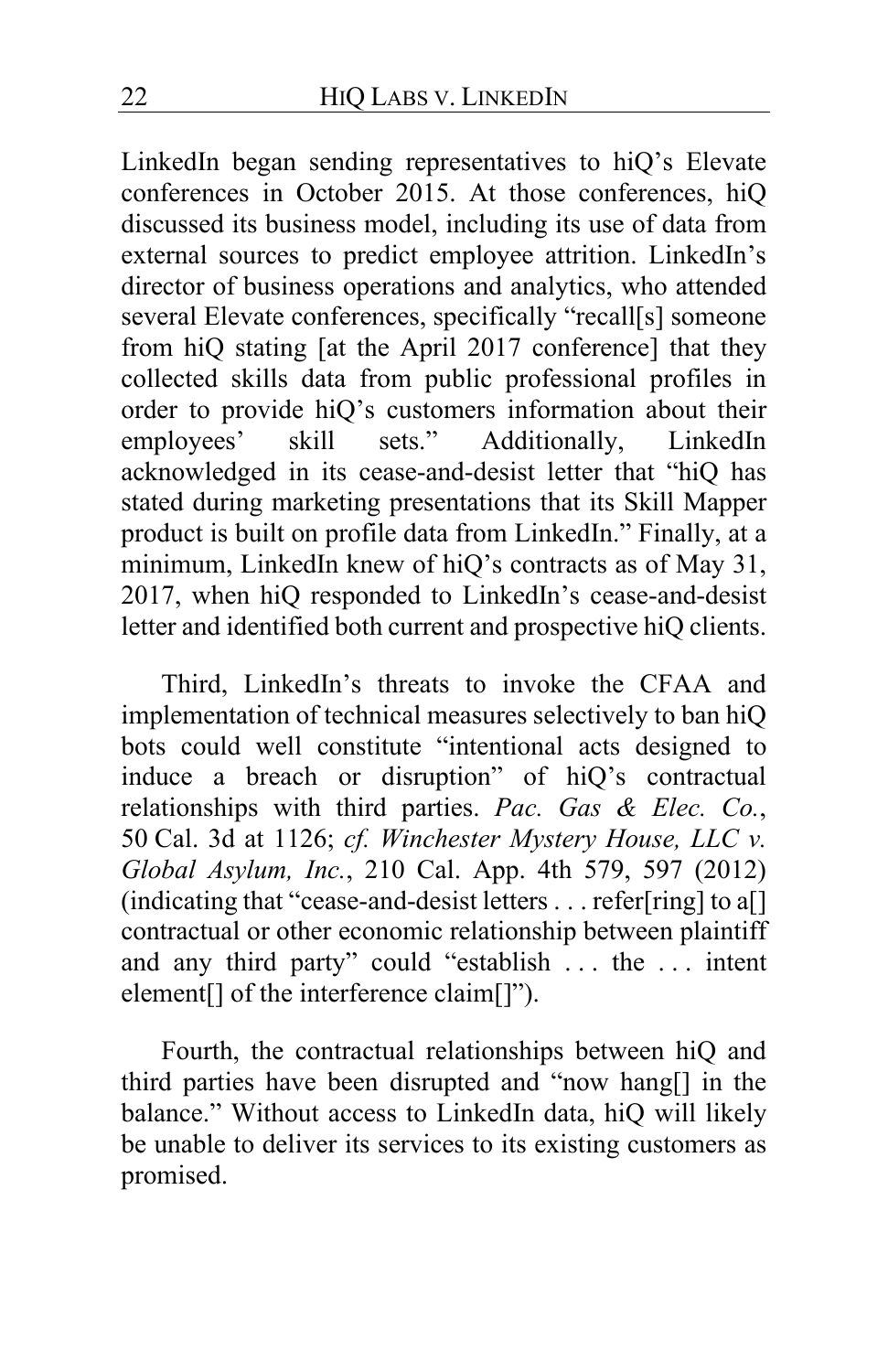LinkedIn began sending representatives to hiQ's Elevate conferences in October 2015. At those conferences, hiQ discussed its business model, including its use of data from external sources to predict employee attrition. LinkedIn's director of business operations and analytics, who attended several Elevate conferences, specifically "recall[s] someone from hiQ stating [at the April 2017 conference] that they collected skills data from public professional profiles in order to provide hiQ's customers information about their employees' skill sets." Additionally, LinkedIn acknowledged in its cease-and-desist letter that "hiQ has stated during marketing presentations that its Skill Mapper product is built on profile data from LinkedIn." Finally, at a minimum, LinkedIn knew of hiQ's contracts as of May 31, 2017, when hiQ responded to LinkedIn's cease-and-desist letter and identified both current and prospective hiQ clients.

Third, LinkedIn's threats to invoke the CFAA and implementation of technical measures selectively to ban hiQ bots could well constitute "intentional acts designed to induce a breach or disruption" of hiQ's contractual relationships with third parties. *Pac. Gas & Elec. Co.*, 50 Cal. 3d at 1126; *cf. Winchester Mystery House, LLC v. Global Asylum, Inc.*, 210 Cal. App. 4th 579, 597 (2012) (indicating that "cease-and-desist letters . . . refer[ring] to a[] contractual or other economic relationship between plaintiff and any third party" could "establish . . . the . . . intent element[] of the interference claim[]").

Fourth, the contractual relationships between hiQ and third parties have been disrupted and "now hang[] in the balance." Without access to LinkedIn data, hiQ will likely be unable to deliver its services to its existing customers as promised.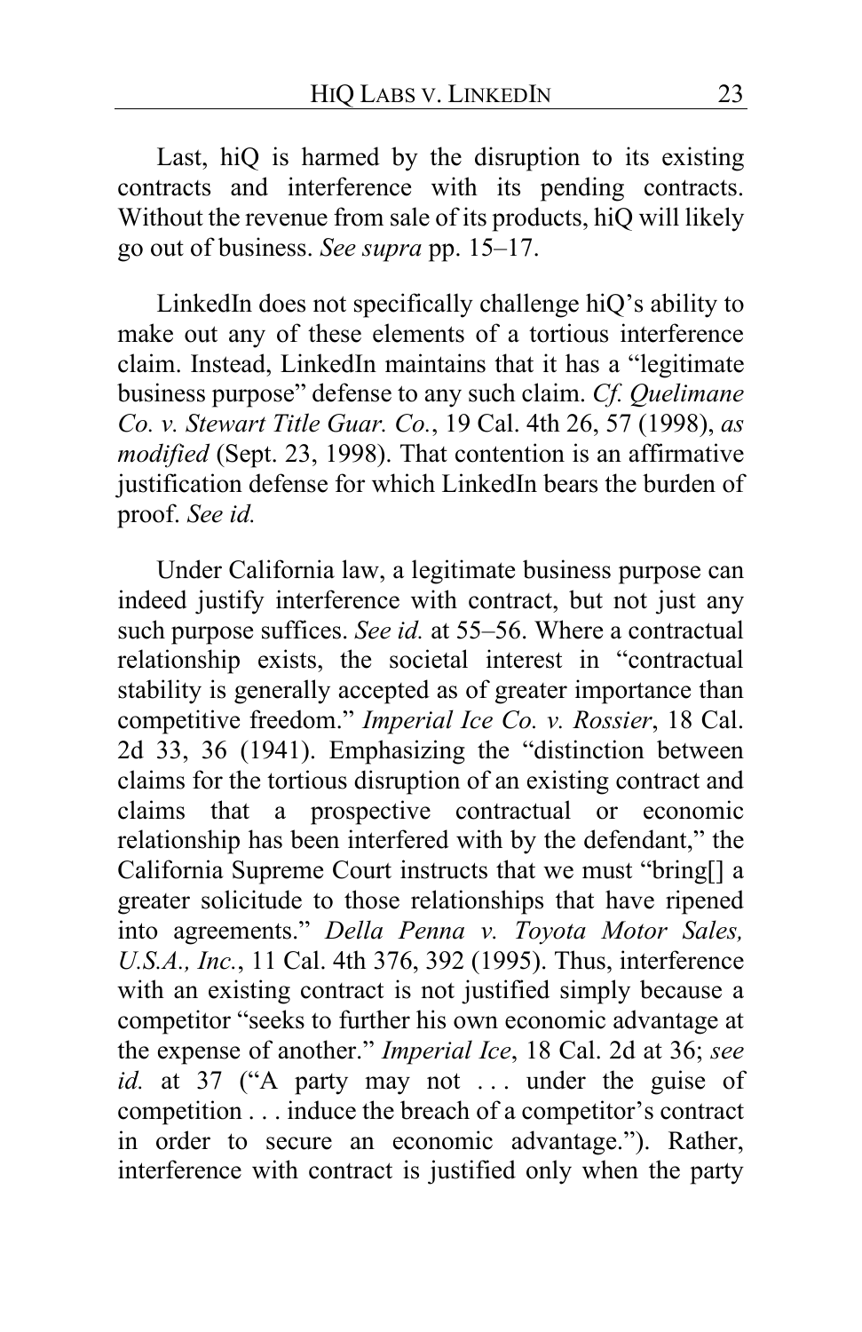Last, hiQ is harmed by the disruption to its existing contracts and interference with its pending contracts. Without the revenue from sale of its products, hiQ will likely go out of business. *See supra* pp. 15–17.

LinkedIn does not specifically challenge hiQ's ability to make out any of these elements of a tortious interference claim. Instead, LinkedIn maintains that it has a "legitimate business purpose" defense to any such claim. *Cf. Quelimane Co. v. Stewart Title Guar. Co.*, 19 Cal. 4th 26, 57 (1998), *as modified* (Sept. 23, 1998). That contention is an affirmative justification defense for which LinkedIn bears the burden of proof. *See id.*

Under California law, a legitimate business purpose can indeed justify interference with contract, but not just any such purpose suffices. *See id.* at 55–56. Where a contractual relationship exists, the societal interest in "contractual stability is generally accepted as of greater importance than competitive freedom." *Imperial Ice Co. v. Rossier*, 18 Cal. 2d 33, 36 (1941). Emphasizing the "distinction between claims for the tortious disruption of an existing contract and claims that a prospective contractual or economic relationship has been interfered with by the defendant," the California Supreme Court instructs that we must "bring[] a greater solicitude to those relationships that have ripened into agreements." *Della Penna v. Toyota Motor Sales, U.S.A., Inc.*, 11 Cal. 4th 376, 392 (1995). Thus, interference with an existing contract is not justified simply because a competitor "seeks to further his own economic advantage at the expense of another." *Imperial Ice*, 18 Cal. 2d at 36; *see id.* at 37 ("A party may not . . . under the guise of competition . . . induce the breach of a competitor's contract in order to secure an economic advantage."). Rather, interference with contract is justified only when the party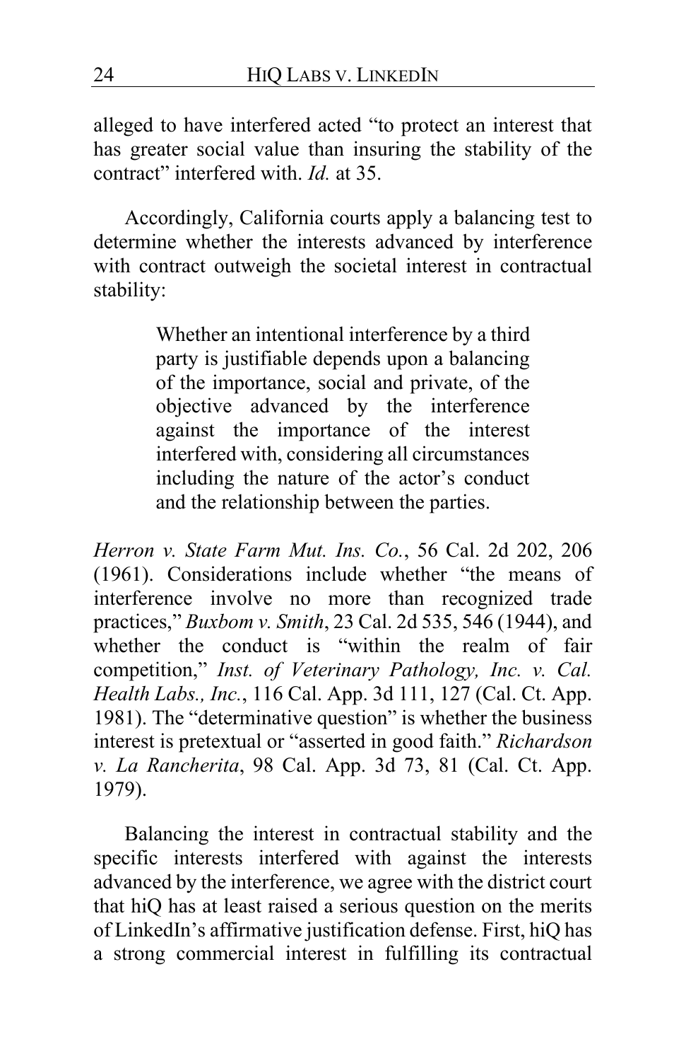alleged to have interfered acted "to protect an interest that has greater social value than insuring the stability of the contract" interfered with. *Id.* at 35.

Accordingly, California courts apply a balancing test to determine whether the interests advanced by interference with contract outweigh the societal interest in contractual stability:

> Whether an intentional interference by a third party is justifiable depends upon a balancing of the importance, social and private, of the objective advanced by the interference against the importance of the interest interfered with, considering all circumstances including the nature of the actor's conduct and the relationship between the parties.

*Herron v. State Farm Mut. Ins. Co.*, 56 Cal. 2d 202, 206 (1961). Considerations include whether "the means of interference involve no more than recognized trade practices," *Buxbom v. Smith*, 23 Cal. 2d 535, 546 (1944), and whether the conduct is "within the realm of fair competition," *Inst. of Veterinary Pathology, Inc. v. Cal. Health Labs., Inc.*, 116 Cal. App. 3d 111, 127 (Cal. Ct. App. 1981). The "determinative question" is whether the business interest is pretextual or "asserted in good faith." *Richardson v. La Rancherita*, 98 Cal. App. 3d 73, 81 (Cal. Ct. App. 1979).

Balancing the interest in contractual stability and the specific interests interfered with against the interests advanced by the interference, we agree with the district court that hiQ has at least raised a serious question on the merits of LinkedIn's affirmative justification defense. First, hiQ has a strong commercial interest in fulfilling its contractual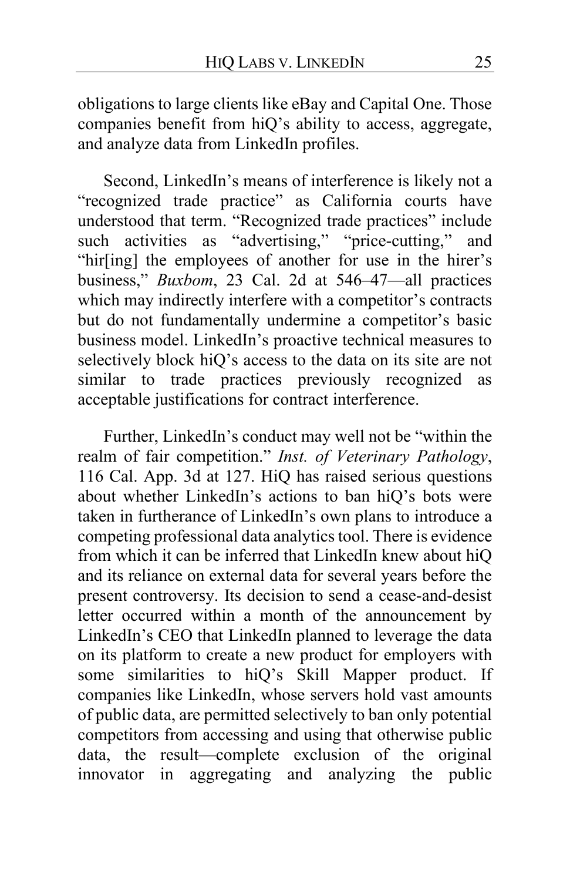obligations to large clients like eBay and Capital One. Those companies benefit from hiQ's ability to access, aggregate, and analyze data from LinkedIn profiles.

Second, LinkedIn's means of interference is likely not a "recognized trade practice" as California courts have understood that term. "Recognized trade practices" include such activities as "advertising," "price-cutting," and "hir[ing] the employees of another for use in the hirer's business," *Buxbom*, 23 Cal. 2d at 546–47—all practices which may indirectly interfere with a competitor's contracts but do not fundamentally undermine a competitor's basic business model. LinkedIn's proactive technical measures to selectively block hiQ's access to the data on its site are not similar to trade practices previously recognized as acceptable justifications for contract interference.

Further, LinkedIn's conduct may well not be "within the realm of fair competition." *Inst. of Veterinary Pathology*, 116 Cal. App. 3d at 127. HiQ has raised serious questions about whether LinkedIn's actions to ban hiQ's bots were taken in furtherance of LinkedIn's own plans to introduce a competing professional data analytics tool. There is evidence from which it can be inferred that LinkedIn knew about hiQ and its reliance on external data for several years before the present controversy. Its decision to send a cease-and-desist letter occurred within a month of the announcement by LinkedIn's CEO that LinkedIn planned to leverage the data on its platform to create a new product for employers with some similarities to hiQ's Skill Mapper product. If companies like LinkedIn, whose servers hold vast amounts of public data, are permitted selectively to ban only potential competitors from accessing and using that otherwise public data, the result—complete exclusion of the original innovator in aggregating and analyzing the public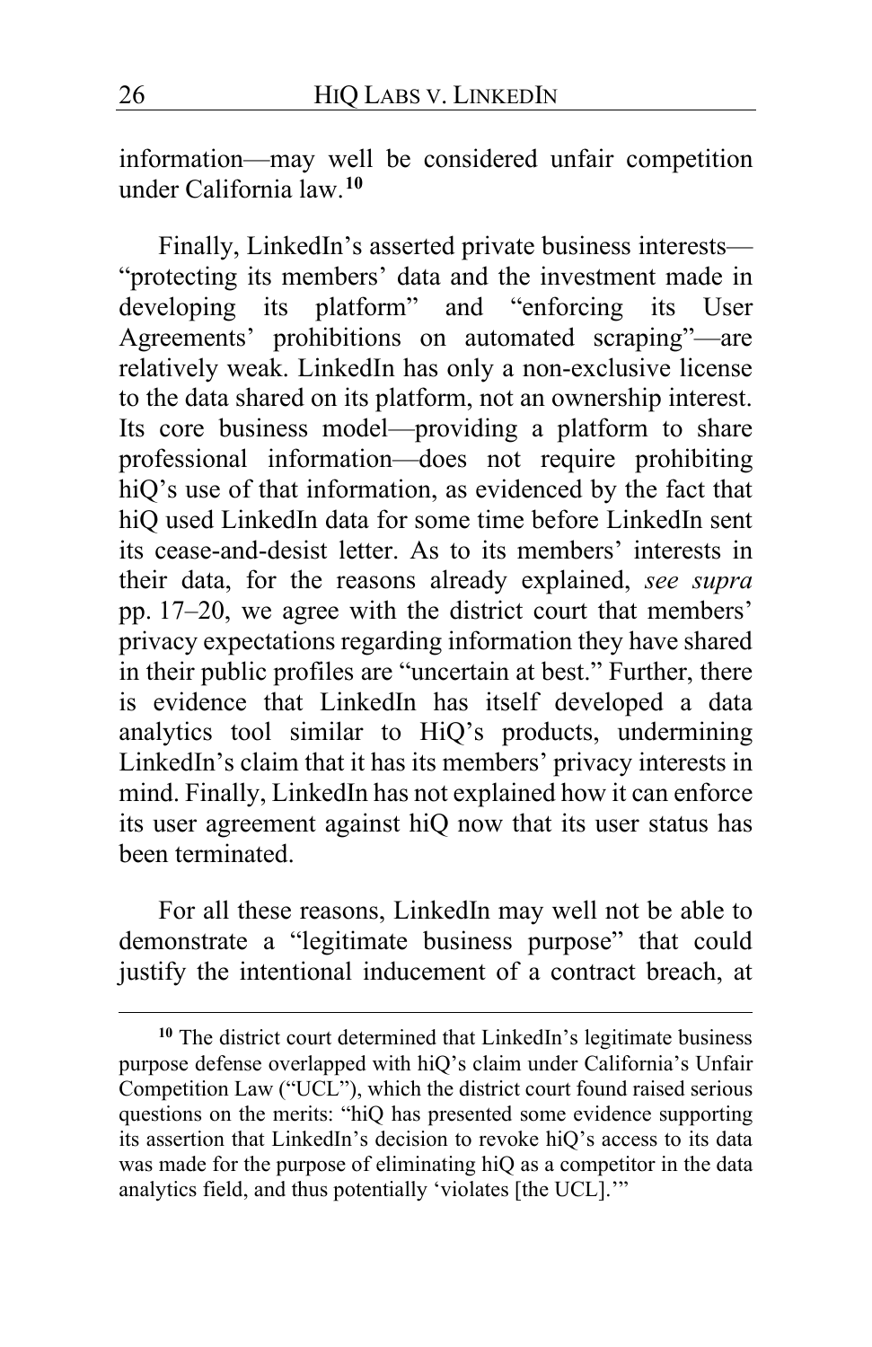information—may well be considered unfair competition under California law.[10]

Finally, LinkedIn's asserted private business interests—"protecting its members' data and the investment made in developing its platform" and "enforcing its User Agreements' prohibitions on automated scraping"—are relatively weak. LinkedIn has only a non-exclusive license to the data shared on its platform, not an ownership interest. Its core business model—providing a platform to share professional information—does not require prohibiting hiQ's use of that information, as evidenced by the fact that hiQ used LinkedIn data for some time before LinkedIn sent its cease-and-desist letter. As to its members' interests in their data, for the reasons already explained, *see supra* pp. 17–20, we agree with the district court that members' privacy expectations regarding information they have shared in their public profiles are "uncertain at best." Further, there is evidence that LinkedIn has itself developed a data analytics tool similar to HiQ's products, undermining LinkedIn's claim that it has its members' privacy interests in mind. Finally, LinkedIn has not explained how it can enforce its user agreement against hiQ now that its user status has been terminated.

For all these reasons, LinkedIn may well not be able to demonstrate a "legitimate business purpose" that could justify the intentional inducement of a contract breach, at

---

[10] The district court determined that LinkedIn's legitimate business purpose defense overlapped with hiQ's claim under California's Unfair Competition Law ("UCL"), which the district court found raised serious questions on the merits: "hiQ has presented some evidence supporting its assertion that LinkedIn's decision to revoke hiQ's access to its data was made for the purpose of eliminating hiQ as a competitor in the data analytics field, and thus potentially 'violates [the UCL].'"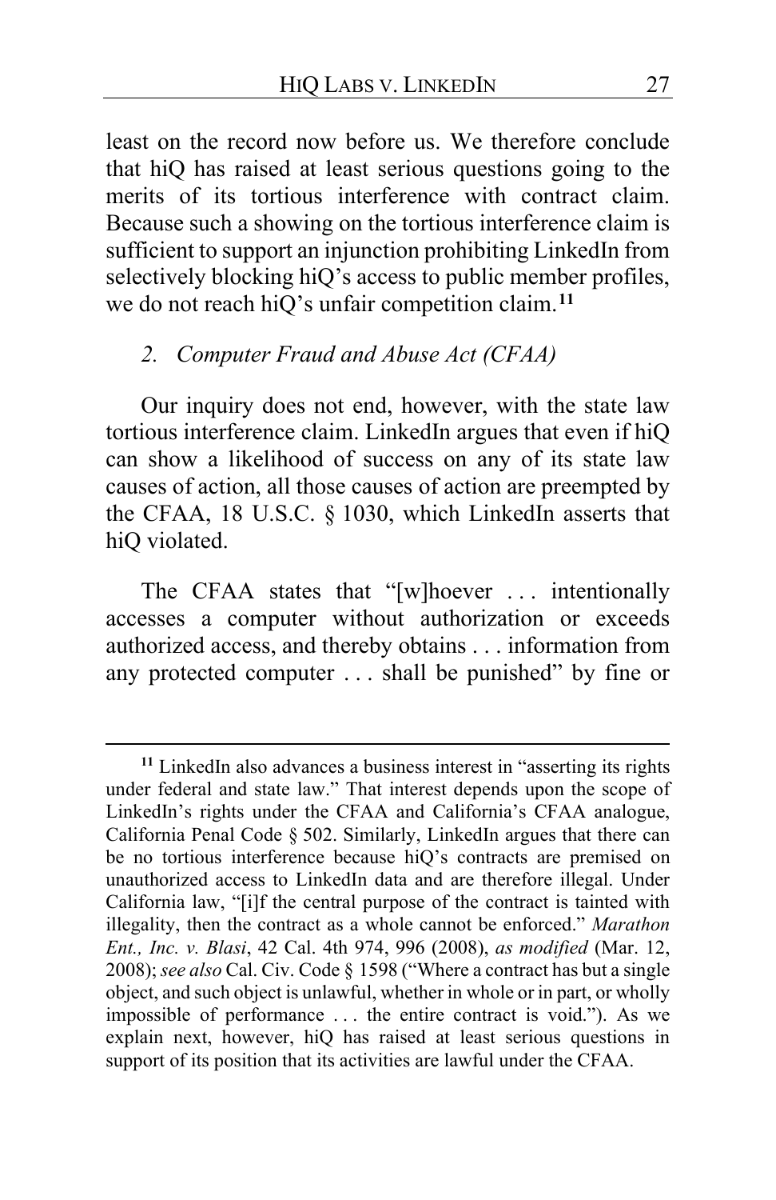least on the record now before us. We therefore conclude that hiQ has raised at least serious questions going to the merits of its tortious interference with contract claim. Because such a showing on the tortious interference claim is sufficient to support an injunction prohibiting LinkedIn from selectively blocking hiQ's access to public member profiles, we do not reach hiQ's unfair competition claim.[11]

### *2. Computer Fraud and Abuse Act (CFAA)*

Our inquiry does not end, however, with the state law tortious interference claim. LinkedIn argues that even if hiQ can show a likelihood of success on any of its state law causes of action, all those causes of action are preempted by the CFAA, 18 U.S.C. § 1030, which LinkedIn asserts that hiQ violated.

The CFAA states that "[w]hoever . . . intentionally accesses a computer without authorization or exceeds authorized access, and thereby obtains . . . information from any protected computer . . . shall be punished" by fine or

---

[11] LinkedIn also advances a business interest in "asserting its rights under federal and state law." That interest depends upon the scope of LinkedIn's rights under the CFAA and California's CFAA analogue, California Penal Code § 502. Similarly, LinkedIn argues that there can be no tortious interference because hiQ's contracts are premised on unauthorized access to LinkedIn data and are therefore illegal. Under California law, "[i]f the central purpose of the contract is tainted with illegality, then the contract as a whole cannot be enforced." *Marathon Ent., Inc. v. Blasi*, 42 Cal. 4th 974, 996 (2008), *as modified* (Mar. 12, 2008); *see also* Cal. Civ. Code § 1598 ("Where a contract has but a single object, and such object is unlawful, whether in whole or in part, or wholly impossible of performance . . . the entire contract is void."). As we explain next, however, hiQ has raised at least serious questions in support of its position that its activities are lawful under the CFAA.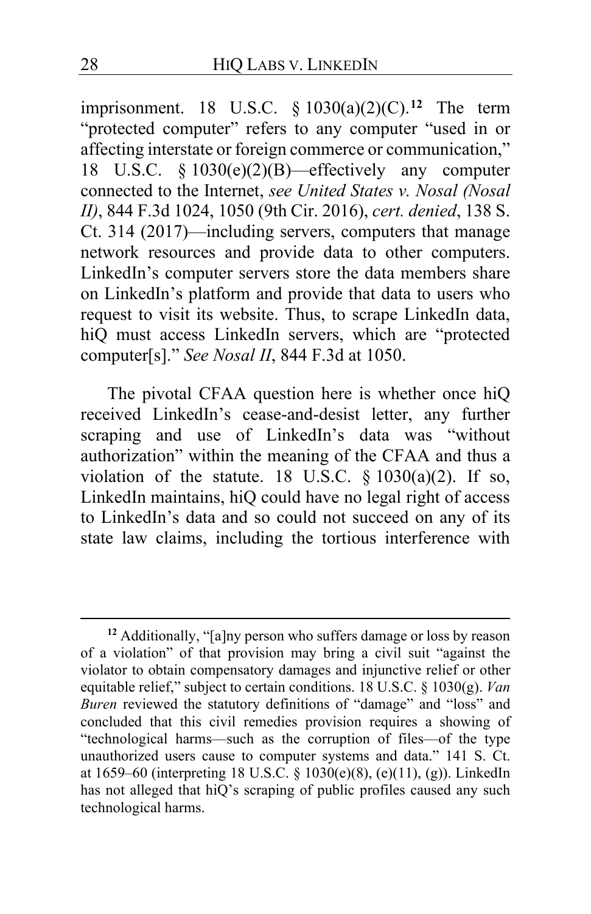imprisonment. 18 U.S.C. § 1030(a)(2)(C).[12] The term "protected computer" refers to any computer "used in or affecting interstate or foreign commerce or communication," 18 U.S.C. § 1030(e)(2)(B)—effectively any computer connected to the Internet, *see United States v. Nosal (Nosal II)*, 844 F.3d 1024, 1050 (9th Cir. 2016), *cert. denied*, 138 S. Ct. 314 (2017)—including servers, computers that manage network resources and provide data to other computers. LinkedIn's computer servers store the data members share on LinkedIn's platform and provide that data to users who request to visit its website. Thus, to scrape LinkedIn data, hiQ must access LinkedIn servers, which are "protected computer[s]." *See Nosal II*, 844 F.3d at 1050.

The pivotal CFAA question here is whether once hiQ received LinkedIn's cease-and-desist letter, any further scraping and use of LinkedIn's data was "without authorization" within the meaning of the CFAA and thus a violation of the statute. 18 U.S.C. § 1030(a)(2). If so, LinkedIn maintains, hiQ could have no legal right of access to LinkedIn's data and so could not succeed on any of its state law claims, including the tortious interference with

---

[12] Additionally, "[a]ny person who suffers damage or loss by reason of a violation" of that provision may bring a civil suit "against the violator to obtain compensatory damages and injunctive relief or other equitable relief," subject to certain conditions. 18 U.S.C. § 1030(g). *Van Buren* reviewed the statutory definitions of "damage" and "loss" and concluded that this civil remedies provision requires a showing of "technological harms—such as the corruption of files—of the type unauthorized users cause to computer systems and data." 141 S. Ct. at 1659–60 (interpreting 18 U.S.C. § 1030(e)(8), (e)(11), (g)). LinkedIn has not alleged that hiQ's scraping of public profiles caused any such technological harms.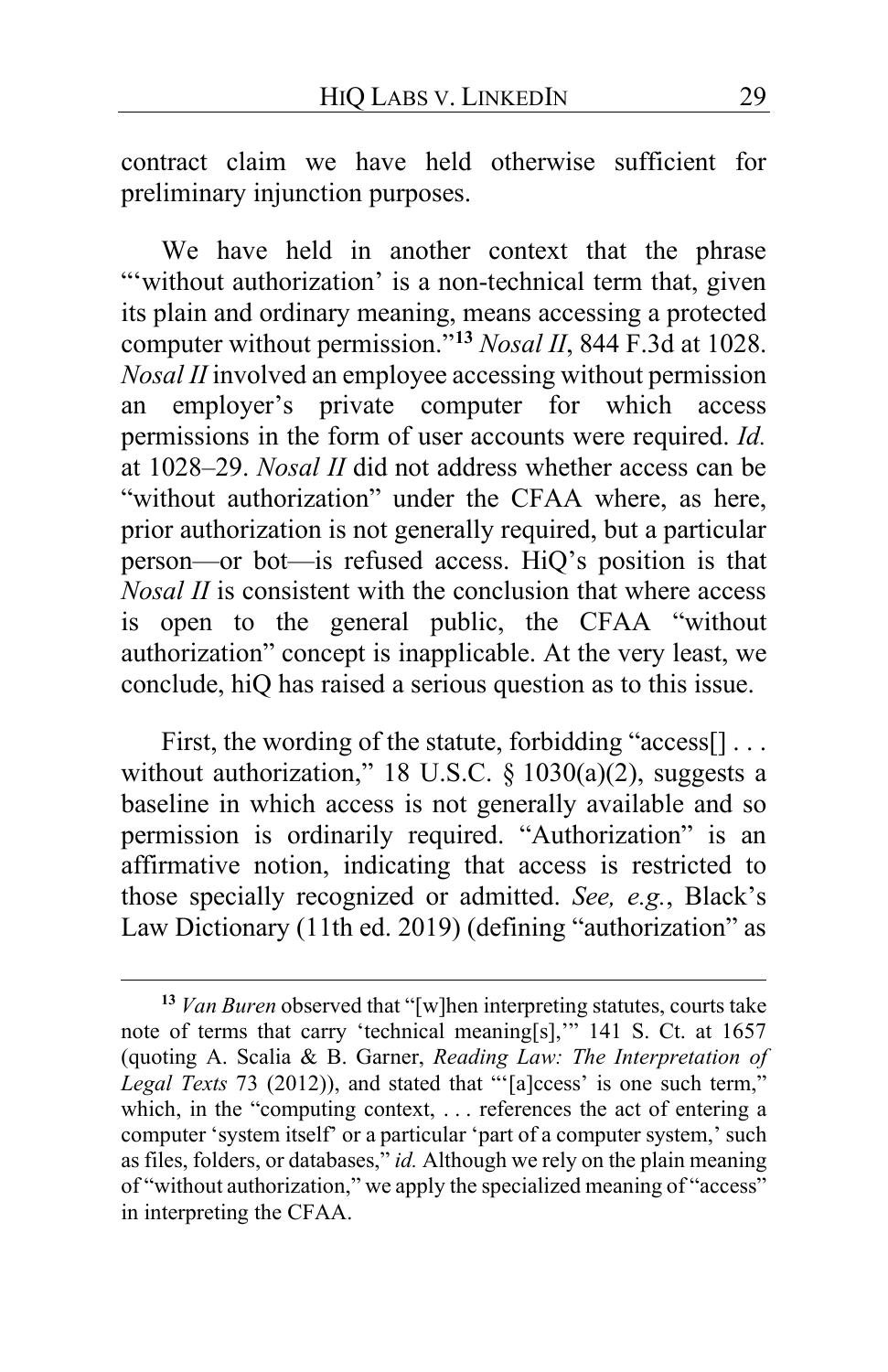contract claim we have held otherwise sufficient for preliminary injunction purposes.

We have held in another context that the phrase "'without authorization' is a non-technical term that, given its plain and ordinary meaning, means accessing a protected computer without permission."[13] *Nosal II*, 844 F.3d at 1028. *Nosal II* involved an employee accessing without permission an employer's private computer for which access permissions in the form of user accounts were required. *Id.* at 1028–29. *Nosal II* did not address whether access can be "without authorization" under the CFAA where, as here, prior authorization is not generally required, but a particular person—or bot—is refused access. HiQ's position is that *Nosal II* is consistent with the conclusion that where access is open to the general public, the CFAA "without authorization" concept is inapplicable. At the very least, we conclude, hiQ has raised a serious question as to this issue.

First, the wording of the statute, forbidding "access[] . . . without authorization," 18 U.S.C. § 1030(a)(2), suggests a baseline in which access is not generally available and so permission is ordinarily required. "Authorization" is an affirmative notion, indicating that access is restricted to those specially recognized or admitted. *See, e.g.*, Black's Law Dictionary (11th ed. 2019) (defining "authorization" as

---

[13] *Van Buren* observed that "[w]hen interpreting statutes, courts take note of terms that carry 'technical meaning[s],'" 141 S. Ct. at 1657 (quoting A. Scalia & B. Garner, *Reading Law: The Interpretation of Legal Texts* 73 (2012)), and stated that "'[a]ccess' is one such term," which, in the "computing context, . . . references the act of entering a computer 'system itself' or a particular 'part of a computer system,' such as files, folders, or databases," *id.* Although we rely on the plain meaning of "without authorization," we apply the specialized meaning of "access" in interpreting the CFAA.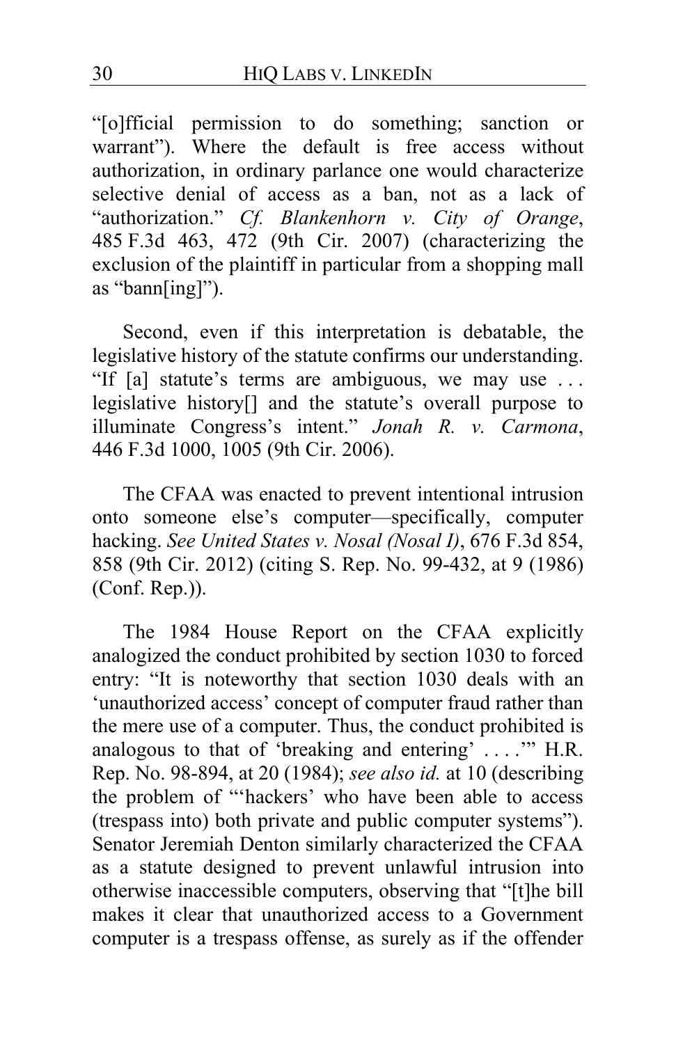"[o]fficial permission to do something; sanction or warrant"). Where the default is free access without authorization, in ordinary parlance one would characterize selective denial of access as a ban, not as a lack of "authorization." *Cf. Blankenhorn v. City of Orange*, 485 F.3d 463, 472 (9th Cir. 2007) (characterizing the exclusion of the plaintiff in particular from a shopping mall as "bann[ing]").

Second, even if this interpretation is debatable, the legislative history of the statute confirms our understanding. "If [a] statute's terms are ambiguous, we may use . . . legislative history[] and the statute's overall purpose to illuminate Congress's intent." *Jonah R. v. Carmona*, 446 F.3d 1000, 1005 (9th Cir. 2006).

The CFAA was enacted to prevent intentional intrusion onto someone else's computer—specifically, computer hacking. *See United States v. Nosal (Nosal I)*, 676 F.3d 854, 858 (9th Cir. 2012) (citing S. Rep. No. 99-432, at 9 (1986) (Conf. Rep.)).

The 1984 House Report on the CFAA explicitly analogized the conduct prohibited by section 1030 to forced entry: "It is noteworthy that section 1030 deals with an 'unauthorized access' concept of computer fraud rather than the mere use of a computer. Thus, the conduct prohibited is analogous to that of 'breaking and entering' . . . .'" H.R. Rep. No. 98-894, at 20 (1984); *see also id.* at 10 (describing the problem of "'hackers' who have been able to access (trespass into) both private and public computer systems"). Senator Jeremiah Denton similarly characterized the CFAA as a statute designed to prevent unlawful intrusion into otherwise inaccessible computers, observing that "[t]he bill makes it clear that unauthorized access to a Government computer is a trespass offense, as surely as if the offender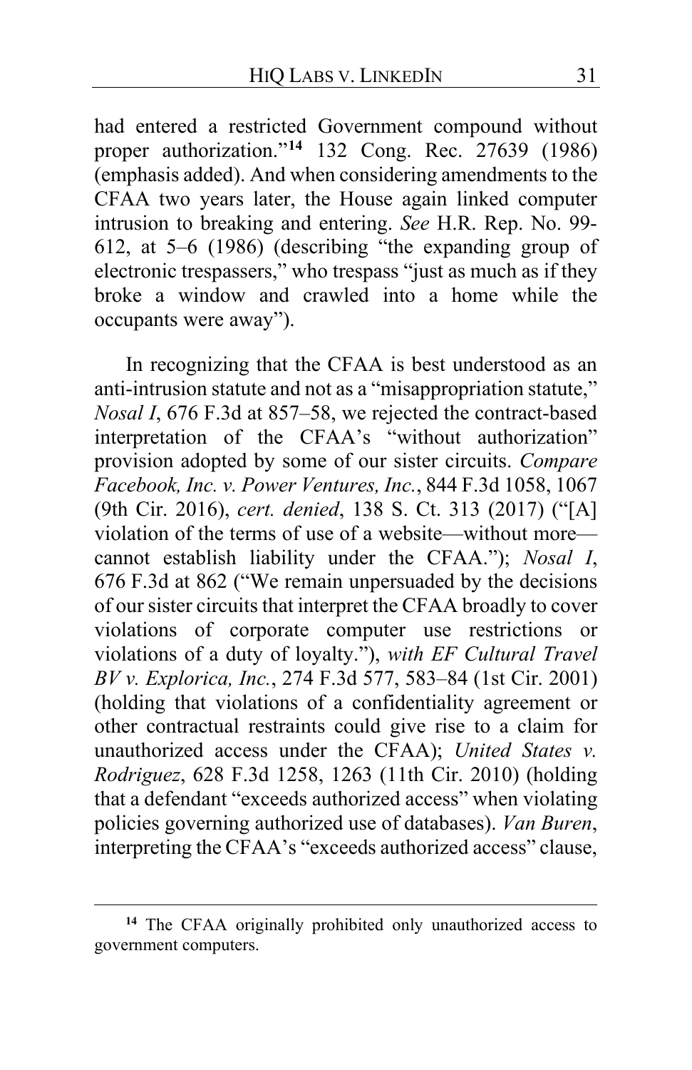had entered a restricted Government compound without proper authorization."[14] 132 Cong. Rec. 27639 (1986) (emphasis added). And when considering amendments to the CFAA two years later, the House again linked computer intrusion to breaking and entering. *See* H.R. Rep. No. 99-612, at 5–6 (1986) (describing "the expanding group of electronic trespassers," who trespass "just as much as if they broke a window and crawled into a home while the occupants were away").

In recognizing that the CFAA is best understood as an anti-intrusion statute and not as a "misappropriation statute," *Nosal I*, 676 F.3d at 857–58, we rejected the contract-based interpretation of the CFAA's "without authorization" provision adopted by some of our sister circuits. *Compare Facebook, Inc. v. Power Ventures, Inc.*, 844 F.3d 1058, 1067 (9th Cir. 2016), *cert. denied*, 138 S. Ct. 313 (2017) ("[A] violation of the terms of use of a website—without more—cannot establish liability under the CFAA."); *Nosal I*, 676 F.3d at 862 ("We remain unpersuaded by the decisions of our sister circuits that interpret the CFAA broadly to cover violations of corporate computer use restrictions or violations of a duty of loyalty."), *with EF Cultural Travel BV v. Explorica, Inc.*, 274 F.3d 577, 583–84 (1st Cir. 2001) (holding that violations of a confidentiality agreement or other contractual restraints could give rise to a claim for unauthorized access under the CFAA); *United States v. Rodriguez*, 628 F.3d 1258, 1263 (11th Cir. 2010) (holding that a defendant "exceeds authorized access" when violating policies governing authorized use of databases). *Van Buren*, interpreting the CFAA's "exceeds authorized access" clause,

[14] The CFAA originally prohibited only unauthorized access to government computers.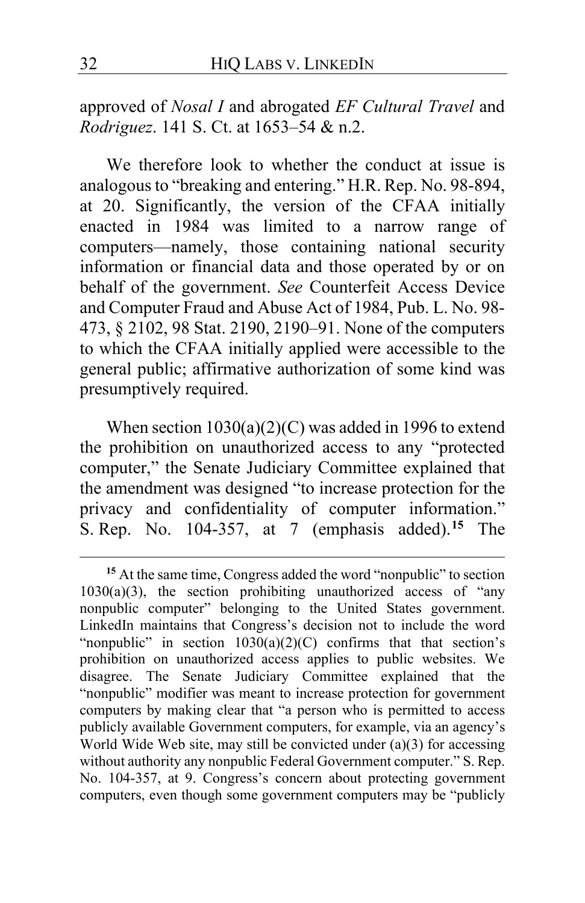approved of *Nosal I* and abrogated *EF Cultural Travel* and *Rodriguez*. 141 S. Ct. at 1653–54 & n.2.

We therefore look to whether the conduct at issue is analogous to "breaking and entering." H.R. Rep. No. 98-894, at 20. Significantly, the version of the CFAA initially enacted in 1984 was limited to a narrow range of computers—namely, those containing national security information or financial data and those operated by or on behalf of the government. *See* Counterfeit Access Device and Computer Fraud and Abuse Act of 1984, Pub. L. No. 98-473, § 2102, 98 Stat. 2190, 2190–91. None of the computers to which the CFAA initially applied were accessible to the general public; affirmative authorization of some kind was presumptively required.

When section 1030(a)(2)(C) was added in 1996 to extend the prohibition on unauthorized access to any "protected computer," the Senate Judiciary Committee explained that the amendment was designed "to increase protection for the privacy and confidentiality of computer information." S. Rep. No. 104-357, at 7 (emphasis added).[15] The

[15] At the same time, Congress added the word "nonpublic" to section 1030(a)(3), the section prohibiting unauthorized access of "any nonpublic computer" belonging to the United States government. LinkedIn maintains that Congress's decision not to include the word "nonpublic" in section 1030(a)(2)(C) confirms that that section's prohibition on unauthorized access applies to public websites. We disagree. The Senate Judiciary Committee explained that the "nonpublic" modifier was meant to increase protection for government computers by making clear that "a person who is permitted to access publicly available Government computers, for example, via an agency's World Wide Web site, may still be convicted under (a)(3) for accessing without authority any nonpublic Federal Government computer." S. Rep. No. 104-357, at 9. Congress's concern about protecting government computers, even though some government computers may be "publicly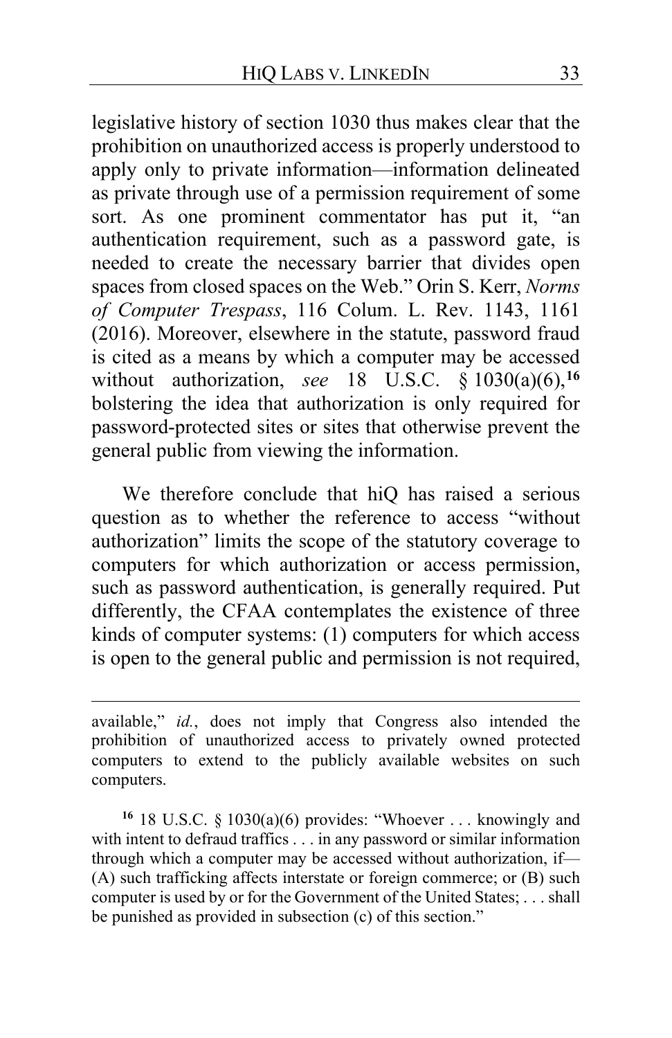legislative history of section 1030 thus makes clear that the prohibition on unauthorized access is properly understood to apply only to private information—information delineated as private through use of a permission requirement of some sort. As one prominent commentator has put it, "an authentication requirement, such as a password gate, is needed to create the necessary barrier that divides open spaces from closed spaces on the Web." Orin S. Kerr, *Norms of Computer Trespass*, 116 Colum. L. Rev. 1143, 1161 (2016). Moreover, elsewhere in the statute, password fraud is cited as a means by which a computer may be accessed without authorization, *see* 18 U.S.C. § 1030(a)(6),[16] bolstering the idea that authorization is only required for password-protected sites or sites that otherwise prevent the general public from viewing the information.

We therefore conclude that hiQ has raised a serious question as to whether the reference to access "without authorization" limits the scope of the statutory coverage to computers for which authorization or access permission, such as password authentication, is generally required. Put differently, the CFAA contemplates the existence of three kinds of computer systems: (1) computers for which access is open to the general public and permission is not required,

---

available," *id.*, does not imply that Congress also intended the prohibition of unauthorized access to privately owned protected computers to extend to the publicly available websites on such computers.

[16] 18 U.S.C. § 1030(a)(6) provides: "Whoever . . . knowingly and with intent to defraud traffics . . . in any password or similar information through which a computer may be accessed without authorization, if—(A) such trafficking affects interstate or foreign commerce; or (B) such computer is used by or for the Government of the United States; . . . shall be punished as provided in subsection (c) of this section."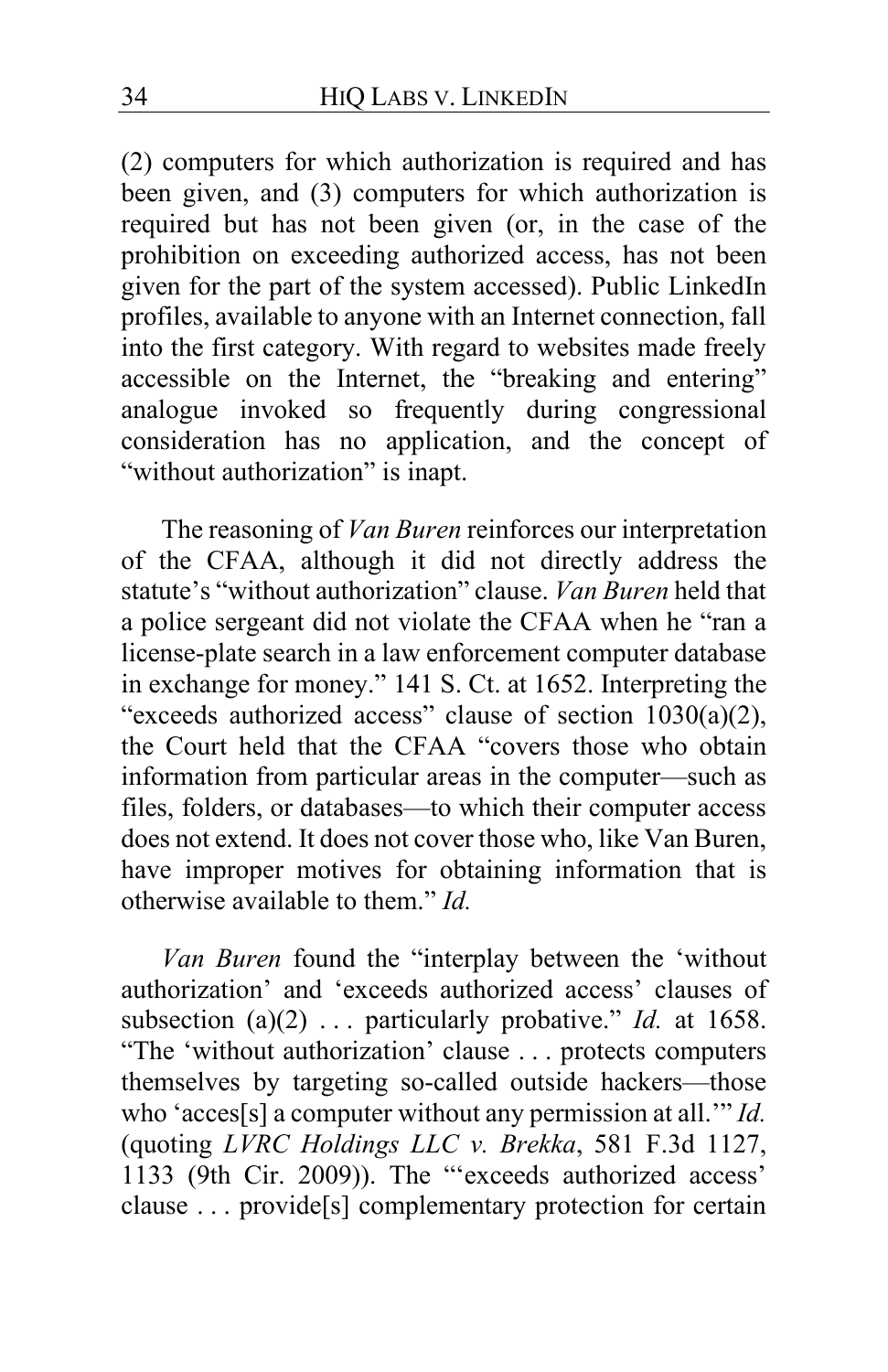(2) computers for which authorization is required and has been given, and (3) computers for which authorization is required but has not been given (or, in the case of the prohibition on exceeding authorized access, has not been given for the part of the system accessed). Public LinkedIn profiles, available to anyone with an Internet connection, fall into the first category. With regard to websites made freely accessible on the Internet, the "breaking and entering" analogue invoked so frequently during congressional consideration has no application, and the concept of "without authorization" is inapt.

The reasoning of *Van Buren* reinforces our interpretation of the CFAA, although it did not directly address the statute's "without authorization" clause. *Van Buren* held that a police sergeant did not violate the CFAA when he "ran a license-plate search in a law enforcement computer database in exchange for money." 141 S. Ct. at 1652. Interpreting the "exceeds authorized access" clause of section 1030(a)(2), the Court held that the CFAA "covers those who obtain information from particular areas in the computer—such as files, folders, or databases—to which their computer access does not extend. It does not cover those who, like Van Buren, have improper motives for obtaining information that is otherwise available to them." *Id.*

*Van Buren* found the "interplay between the 'without authorization' and 'exceeds authorized access' clauses of subsection (a)(2) . . . particularly probative." *Id.* at 1658. "The 'without authorization' clause . . . protects computers themselves by targeting so-called outside hackers—those who 'acces[s] a computer without any permission at all.'" *Id.* (quoting *LVRC Holdings LLC v. Brekka*, 581 F.3d 1127, 1133 (9th Cir. 2009)). The "'exceeds authorized access' clause . . . provide[s] complementary protection for certain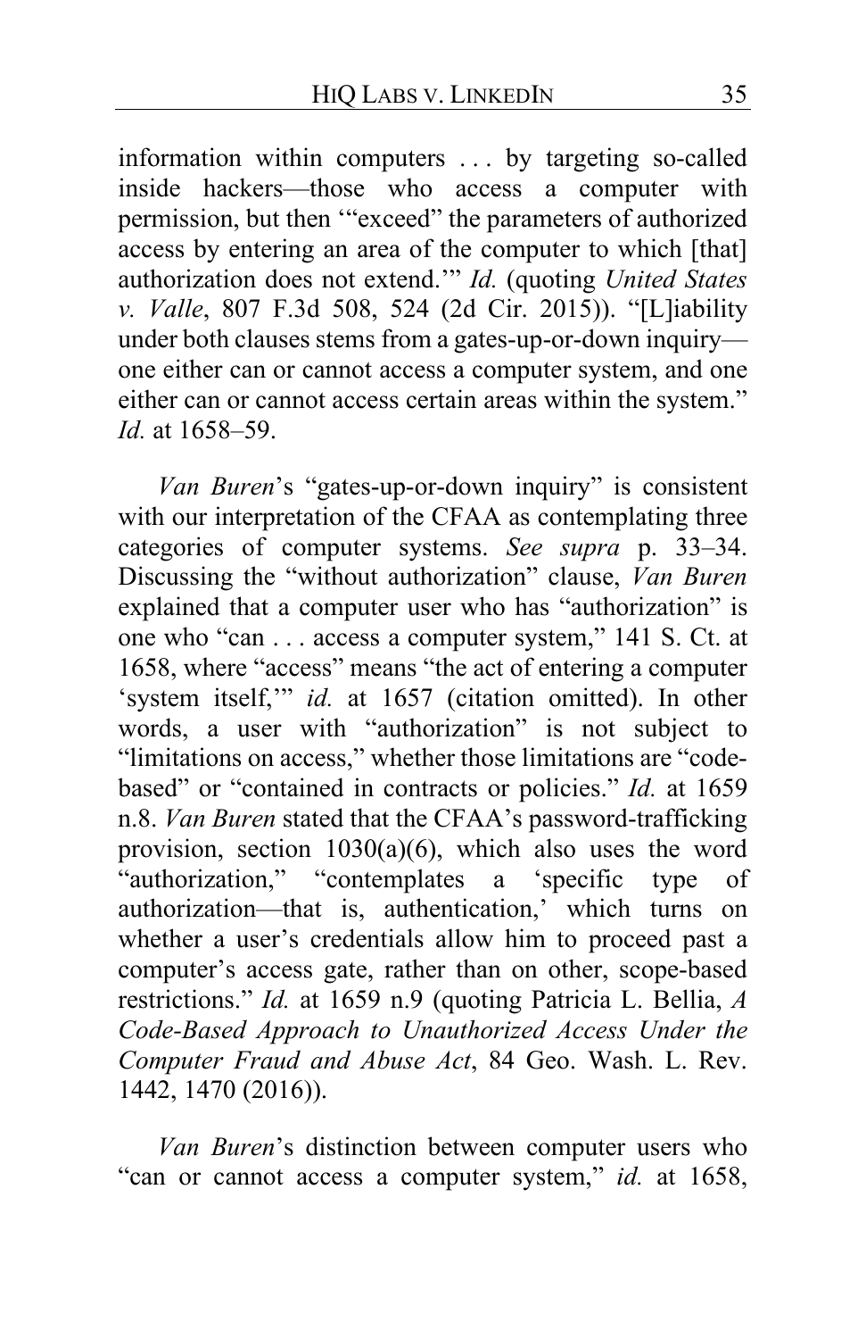information within computers . . . by targeting so-called inside hackers—those who access a computer with permission, but then '"exceed" the parameters of authorized access by entering an area of the computer to which [that] authorization does not extend.'" *Id.* (quoting *United States v. Valle*, 807 F.3d 508, 524 (2d Cir. 2015)). "[L]iability under both clauses stems from a gates-up-or-down inquiry—one either can or cannot access a computer system, and one either can or cannot access certain areas within the system." *Id.* at 1658–59.

*Van Buren*'s "gates-up-or-down inquiry" is consistent with our interpretation of the CFAA as contemplating three categories of computer systems. *See supra* p. 33–34. Discussing the "without authorization" clause, *Van Buren* explained that a computer user who has "authorization" is one who "can . . . access a computer system," 141 S. Ct. at 1658, where "access" means "the act of entering a computer 'system itself,'" *id.* at 1657 (citation omitted). In other words, a user with "authorization" is not subject to "limitations on access," whether those limitations are "code-based" or "contained in contracts or policies." *Id.* at 1659 n.8. *Van Buren* stated that the CFAA's password-trafficking provision, section 1030(a)(6), which also uses the word "authorization," "contemplates a 'specific type of authorization—that is, authentication,' which turns on whether a user's credentials allow him to proceed past a computer's access gate, rather than on other, scope-based restrictions." *Id.* at 1659 n.9 (quoting Patricia L. Bellia, *A Code-Based Approach to Unauthorized Access Under the Computer Fraud and Abuse Act*, 84 Geo. Wash. L. Rev. 1442, 1470 (2016)).

*Van Buren*'s distinction between computer users who "can or cannot access a computer system," *id.* at 1658,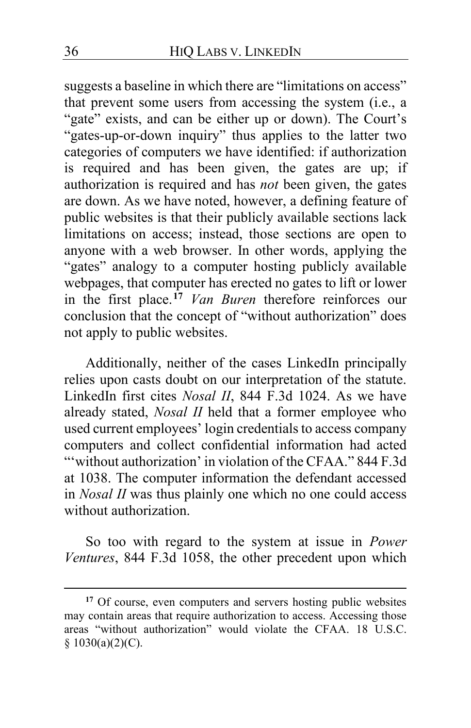suggests a baseline in which there are "limitations on access" that prevent some users from accessing the system (i.e., a "gate" exists, and can be either up or down). The Court's "gates-up-or-down inquiry" thus applies to the latter two categories of computers we have identified: if authorization is required and has been given, the gates are up; if authorization is required and has *not* been given, the gates are down. As we have noted, however, a defining feature of public websites is that their publicly available sections lack limitations on access; instead, those sections are open to anyone with a web browser. In other words, applying the "gates" analogy to a computer hosting publicly available webpages, that computer has erected no gates to lift or lower in the first place.[17] *Van Buren* therefore reinforces our conclusion that the concept of "without authorization" does not apply to public websites.

Additionally, neither of the cases LinkedIn principally relies upon casts doubt on our interpretation of the statute. LinkedIn first cites *Nosal II*, 844 F.3d 1024. As we have already stated, *Nosal II* held that a former employee who used current employees' login credentials to access company computers and collect confidential information had acted "'without authorization' in violation of the CFAA." 844 F.3d at 1038. The computer information the defendant accessed in *Nosal II* was thus plainly one which no one could access without authorization.

So too with regard to the system at issue in *Power Ventures*, 844 F.3d 1058, the other precedent upon which

[17] Of course, even computers and servers hosting public websites may contain areas that require authorization to access. Accessing those areas "without authorization" would violate the CFAA. 18 U.S.C. § 1030(a)(2)(C).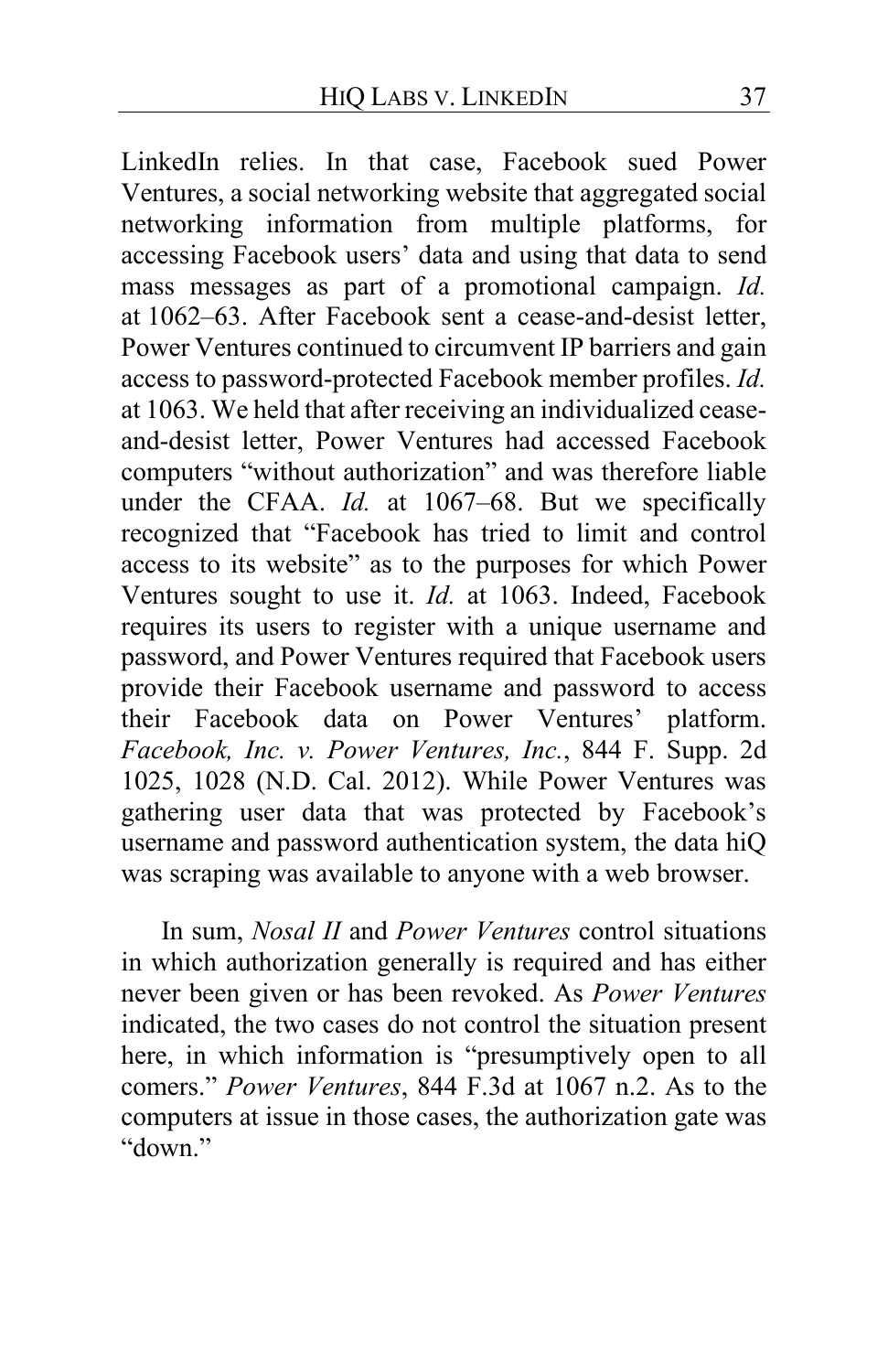LinkedIn relies. In that case, Facebook sued Power Ventures, a social networking website that aggregated social networking information from multiple platforms, for accessing Facebook users' data and using that data to send mass messages as part of a promotional campaign. *Id.* at 1062–63. After Facebook sent a cease-and-desist letter, Power Ventures continued to circumvent IP barriers and gain access to password-protected Facebook member profiles. *Id.* at 1063. We held that after receiving an individualized cease-and-desist letter, Power Ventures had accessed Facebook computers "without authorization" and was therefore liable under the CFAA. *Id.* at 1067–68. But we specifically recognized that "Facebook has tried to limit and control access to its website" as to the purposes for which Power Ventures sought to use it. *Id.* at 1063. Indeed, Facebook requires its users to register with a unique username and password, and Power Ventures required that Facebook users provide their Facebook username and password to access their Facebook data on Power Ventures' platform. *Facebook, Inc. v. Power Ventures, Inc.*, 844 F. Supp. 2d 1025, 1028 (N.D. Cal. 2012). While Power Ventures was gathering user data that was protected by Facebook's username and password authentication system, the data hiQ was scraping was available to anyone with a web browser.

In sum, *Nosal II* and *Power Ventures* control situations in which authorization generally is required and has either never been given or has been revoked. As *Power Ventures* indicated, the two cases do not control the situation present here, in which information is "presumptively open to all comers." *Power Ventures*, 844 F.3d at 1067 n.2. As to the computers at issue in those cases, the authorization gate was "down."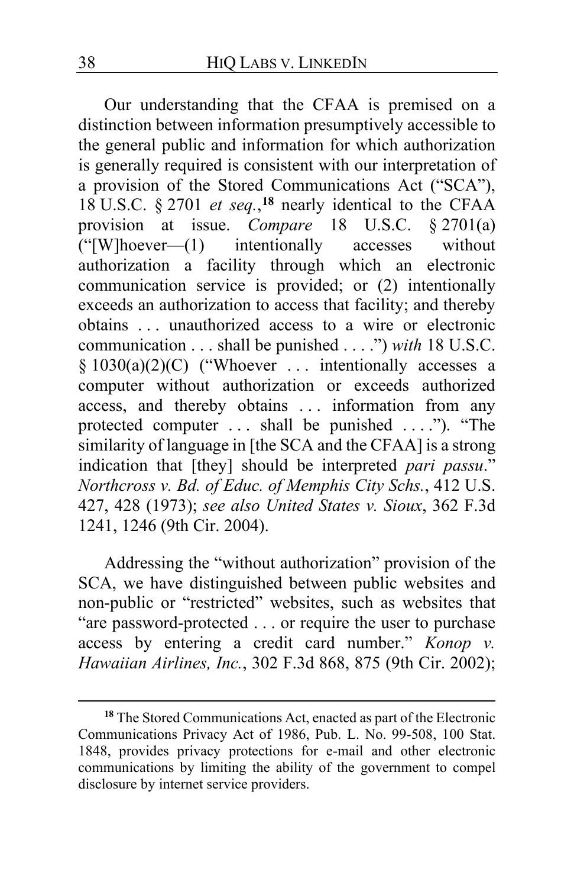Our understanding that the CFAA is premised on a distinction between information presumptively accessible to the general public and information for which authorization is generally required is consistent with our interpretation of a provision of the Stored Communications Act ("SCA"), 18 U.S.C. § 2701 *et seq.*,[18] nearly identical to the CFAA provision at issue. *Compare* 18 U.S.C. § 2701(a) ("[W]hoever—(1) intentionally accesses without authorization a facility through which an electronic communication service is provided; or (2) intentionally exceeds an authorization to access that facility; and thereby obtains . . . unauthorized access to a wire or electronic communication . . . shall be punished . . . .") *with* 18 U.S.C. § 1030(a)(2)(C) ("Whoever . . . intentionally accesses a computer without authorization or exceeds authorized access, and thereby obtains . . . information from any protected computer . . . shall be punished . . . ."). "The similarity of language in [the SCA and the CFAA] is a strong indication that [they] should be interpreted *pari passu*." *Northcross v. Bd. of Educ. of Memphis City Schs.*, 412 U.S. 427, 428 (1973); *see also United States v. Sioux*, 362 F.3d 1241, 1246 (9th Cir. 2004).

Addressing the "without authorization" provision of the SCA, we have distinguished between public websites and non-public or "restricted" websites, such as websites that "are password-protected . . . or require the user to purchase access by entering a credit card number." *Konop v. Hawaiian Airlines, Inc.*, 302 F.3d 868, 875 (9th Cir. 2002);

[18] The Stored Communications Act, enacted as part of the Electronic Communications Privacy Act of 1986, Pub. L. No. 99-508, 100 Stat. 1848, provides privacy protections for e-mail and other electronic communications by limiting the ability of the government to compel disclosure by internet service providers.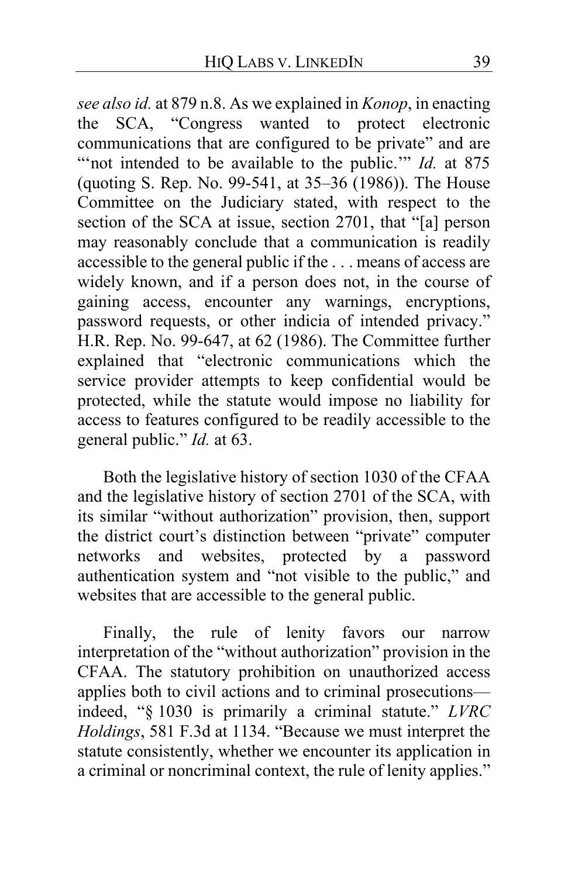*see also id.* at 879 n.8. As we explained in *Konop*, in enacting the SCA, "Congress wanted to protect electronic communications that are configured to be private" and are "'not intended to be available to the public.'" *Id.* at 875 (quoting S. Rep. No. 99-541, at 35–36 (1986)). The House Committee on the Judiciary stated, with respect to the section of the SCA at issue, section 2701, that "[a] person may reasonably conclude that a communication is readily accessible to the general public if the . . . means of access are widely known, and if a person does not, in the course of gaining access, encounter any warnings, encryptions, password requests, or other indicia of intended privacy." H.R. Rep. No. 99-647, at 62 (1986). The Committee further explained that "electronic communications which the service provider attempts to keep confidential would be protected, while the statute would impose no liability for access to features configured to be readily accessible to the general public." *Id.* at 63.

Both the legislative history of section 1030 of the CFAA and the legislative history of section 2701 of the SCA, with its similar "without authorization" provision, then, support the district court's distinction between "private" computer networks and websites, protected by a password authentication system and "not visible to the public," and websites that are accessible to the general public.

Finally, the rule of lenity favors our narrow interpretation of the "without authorization" provision in the CFAA. The statutory prohibition on unauthorized access applies both to civil actions and to criminal prosecutions—indeed, "§ 1030 is primarily a criminal statute." *LVRC Holdings*, 581 F.3d at 1134. "Because we must interpret the statute consistently, whether we encounter its application in a criminal or noncriminal context, the rule of lenity applies."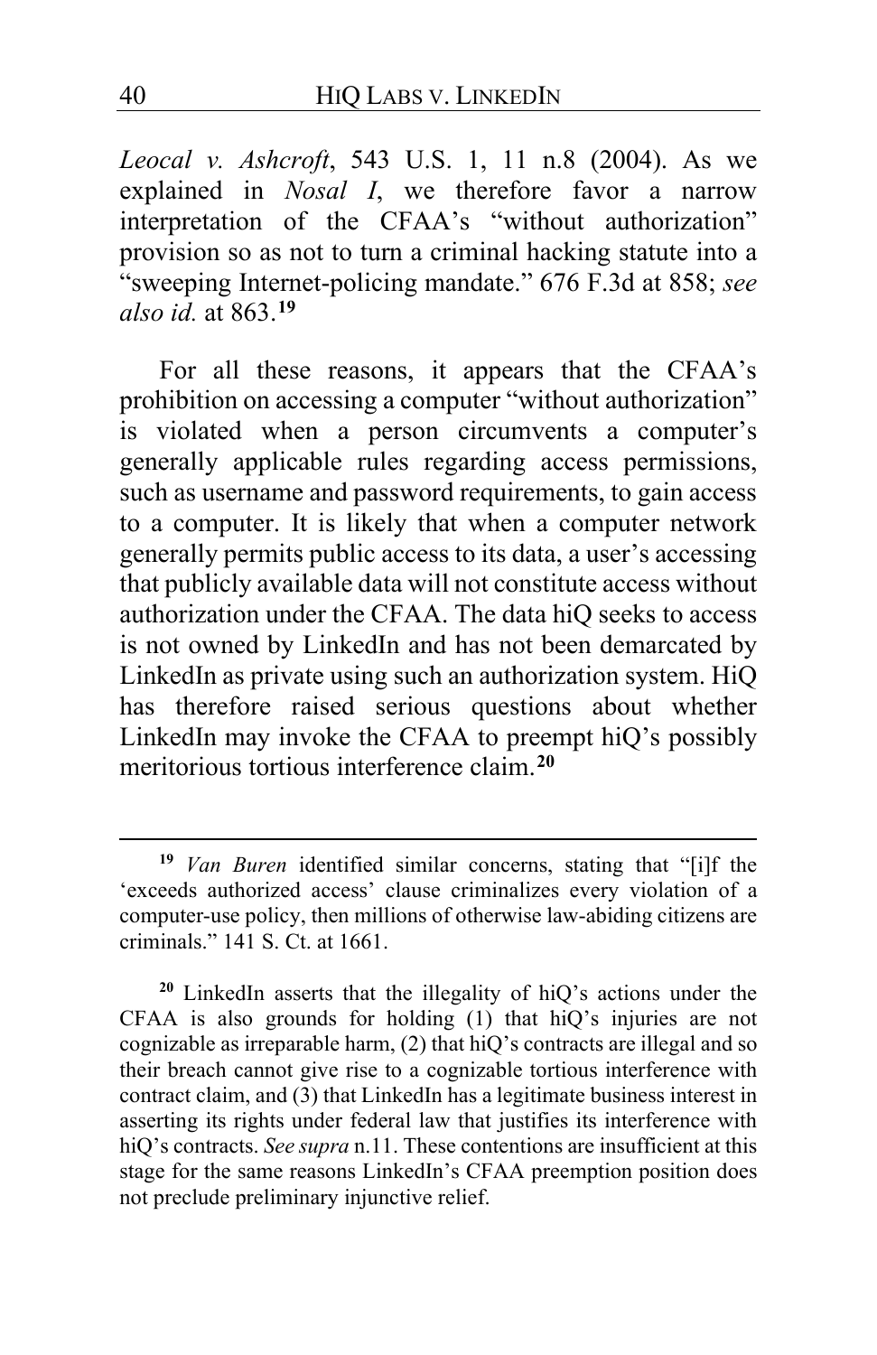*Leocal v. Ashcroft*, 543 U.S. 1, 11 n.8 (2004). As we explained in *Nosal I*, we therefore favor a narrow interpretation of the CFAA's "without authorization" provision so as not to turn a criminal hacking statute into a "sweeping Internet-policing mandate." 676 F.3d at 858; *see also id.* at 863.[19]

For all these reasons, it appears that the CFAA's prohibition on accessing a computer "without authorization" is violated when a person circumvents a computer's generally applicable rules regarding access permissions, such as username and password requirements, to gain access to a computer. It is likely that when a computer network generally permits public access to its data, a user's accessing that publicly available data will not constitute access without authorization under the CFAA. The data hiQ seeks to access is not owned by LinkedIn and has not been demarcated by LinkedIn as private using such an authorization system. HiQ has therefore raised serious questions about whether LinkedIn may invoke the CFAA to preempt hiQ's possibly meritorious tortious interference claim.[20]

---

[19] *Van Buren* identified similar concerns, stating that "[i]f the 'exceeds authorized access' clause criminalizes every violation of a computer-use policy, then millions of otherwise law-abiding citizens are criminals." 141 S. Ct. at 1661.

[20] LinkedIn asserts that the illegality of hiQ's actions under the CFAA is also grounds for holding (1) that hiQ's injuries are not cognizable as irreparable harm, (2) that hiQ's contracts are illegal and so their breach cannot give rise to a cognizable tortious interference with contract claim, and (3) that LinkedIn has a legitimate business interest in asserting its rights under federal law that justifies its interference with hiQ's contracts. *See supra* n.11. These contentions are insufficient at this stage for the same reasons LinkedIn's CFAA preemption position does not preclude preliminary injunctive relief.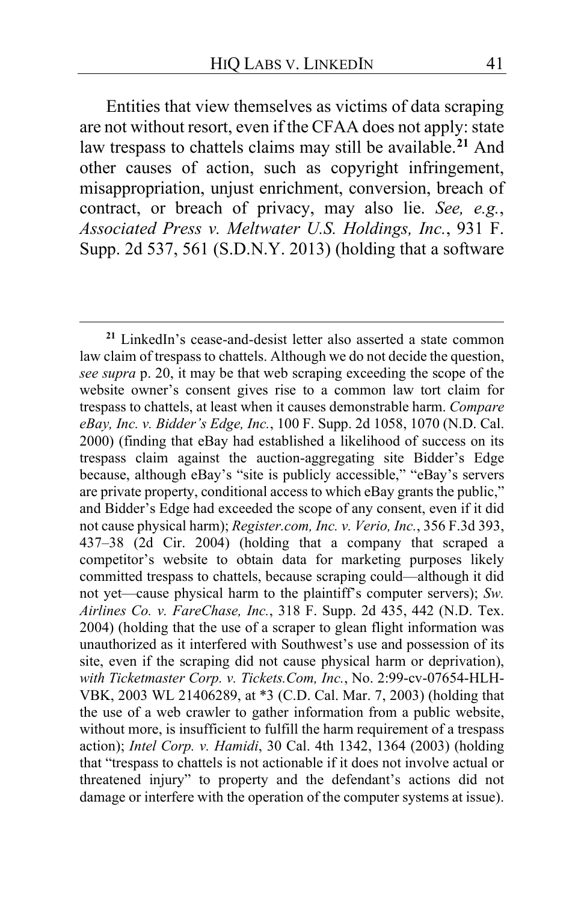Entities that view themselves as victims of data scraping are not without resort, even if the CFAA does not apply: state law trespass to chattels claims may still be available.[21] And other causes of action, such as copyright infringement, misappropriation, unjust enrichment, conversion, breach of contract, or breach of privacy, may also lie. *See, e.g.*, *Associated Press v. Meltwater U.S. Holdings, Inc.*, 931 F. Supp. 2d 537, 561 (S.D.N.Y. 2013) (holding that a software

---

[21] LinkedIn's cease-and-desist letter also asserted a state common law claim of trespass to chattels. Although we do not decide the question, *see supra* p. 20, it may be that web scraping exceeding the scope of the website owner's consent gives rise to a common law tort claim for trespass to chattels, at least when it causes demonstrable harm. *Compare eBay, Inc. v. Bidder's Edge, Inc.*, 100 F. Supp. 2d 1058, 1070 (N.D. Cal. 2000) (finding that eBay had established a likelihood of success on its trespass claim against the auction-aggregating site Bidder's Edge because, although eBay's "site is publicly accessible," "eBay's servers are private property, conditional access to which eBay grants the public," and Bidder's Edge had exceeded the scope of any consent, even if it did not cause physical harm); *Register.com, Inc. v. Verio, Inc.*, 356 F.3d 393, 437–38 (2d Cir. 2004) (holding that a company that scraped a competitor's website to obtain data for marketing purposes likely committed trespass to chattels, because scraping could—although it did not yet—cause physical harm to the plaintiff's computer servers); *Sw. Airlines Co. v. FareChase, Inc.*, 318 F. Supp. 2d 435, 442 (N.D. Tex. 2004) (holding that the use of a scraper to glean flight information was unauthorized as it interfered with Southwest's use and possession of its site, even if the scraping did not cause physical harm or deprivation), *with Ticketmaster Corp. v. Tickets.Com, Inc.*, No. 2:99-cv-07654-HLH-VBK, 2003 WL 21406289, at *3 (C.D. Cal. Mar. 7, 2003) (holding that the use of a web crawler to gather information from a public website, without more, is insufficient to fulfill the harm requirement of a trespass action); *Intel Corp. v. Hamidi*, 30 Cal. 4th 1342, 1364 (2003) (holding that "trespass to chattels is not actionable if it does not involve actual or threatened injury" to property and the defendant's actions did not damage or interfere with the operation of the computer systems at issue).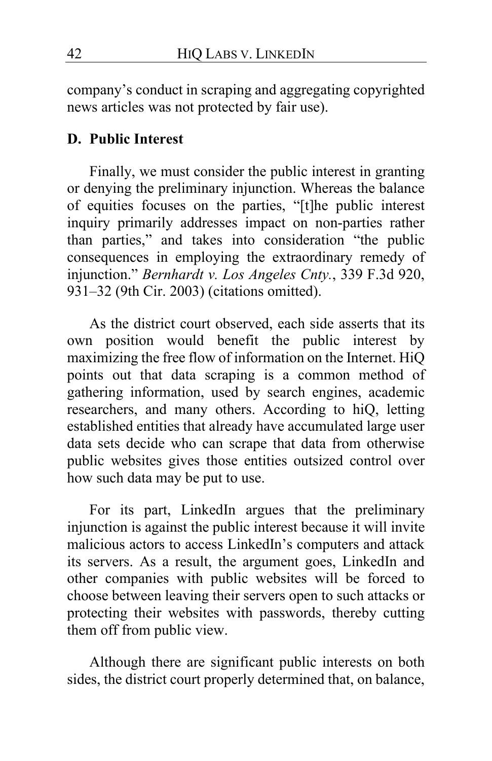company's conduct in scraping and aggregating copyrighted news articles was not protected by fair use).

### D. Public Interest

Finally, we must consider the public interest in granting or denying the preliminary injunction. Whereas the balance of equities focuses on the parties, "[t]he public interest inquiry primarily addresses impact on non-parties rather than parties," and takes into consideration "the public consequences in employing the extraordinary remedy of injunction." *Bernhardt v. Los Angeles Cnty.*, 339 F.3d 920, 931–32 (9th Cir. 2003) (citations omitted).

As the district court observed, each side asserts that its own position would benefit the public interest by maximizing the free flow of information on the Internet. HiQ points out that data scraping is a common method of gathering information, used by search engines, academic researchers, and many others. According to hiQ, letting established entities that already have accumulated large user data sets decide who can scrape that data from otherwise public websites gives those entities outsized control over how such data may be put to use.

For its part, LinkedIn argues that the preliminary injunction is against the public interest because it will invite malicious actors to access LinkedIn's computers and attack its servers. As a result, the argument goes, LinkedIn and other companies with public websites will be forced to choose between leaving their servers open to such attacks or protecting their websites with passwords, thereby cutting them off from public view.

Although there are significant public interests on both sides, the district court properly determined that, on balance,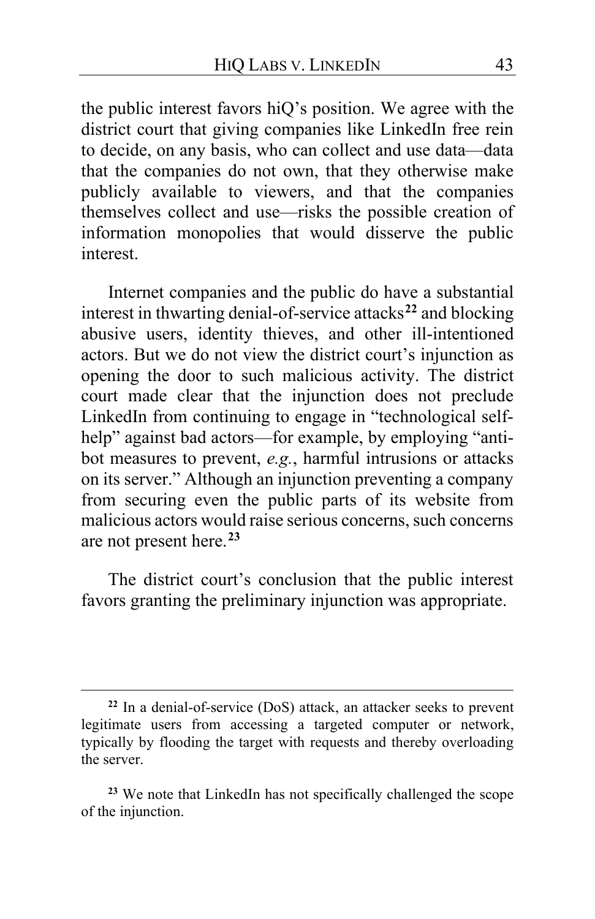the public interest favors hiQ's position. We agree with the district court that giving companies like LinkedIn free rein to decide, on any basis, who can collect and use data—data that the companies do not own, that they otherwise make publicly available to viewers, and that the companies themselves collect and use—risks the possible creation of information monopolies that would disserve the public interest.

Internet companies and the public do have a substantial interest in thwarting denial-of-service attacks[22] and blocking abusive users, identity thieves, and other ill-intentioned actors. But we do not view the district court's injunction as opening the door to such malicious activity. The district court made clear that the injunction does not preclude LinkedIn from continuing to engage in "technological self-help" against bad actors—for example, by employing "anti-bot measures to prevent, *e.g.*, harmful intrusions or attacks on its server." Although an injunction preventing a company from securing even the public parts of its website from malicious actors would raise serious concerns, such concerns are not present here.[23]

The district court's conclusion that the public interest favors granting the preliminary injunction was appropriate.

---

[22] In a denial-of-service (DoS) attack, an attacker seeks to prevent legitimate users from accessing a targeted computer or network, typically by flooding the target with requests and thereby overloading the server.

[23] We note that LinkedIn has not specifically challenged the scope of the injunction.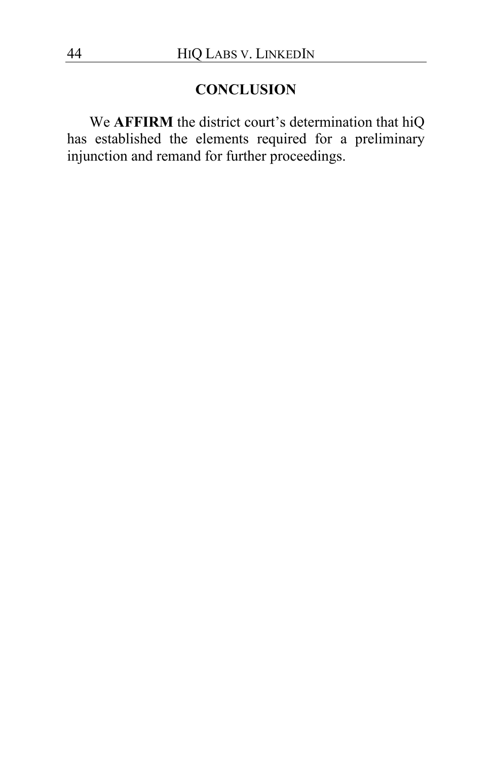## CONCLUSION

We **AFFIRM** the district court's determination that hiQ has established the elements required for a preliminary injunction and remand for further proceedings.